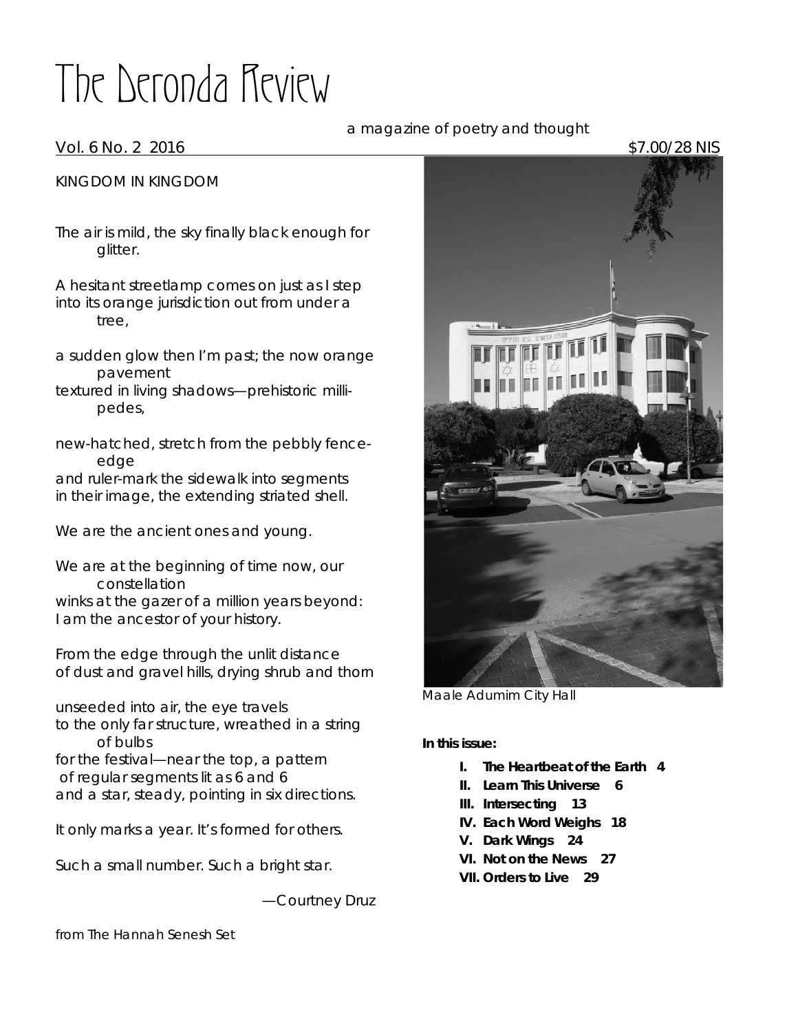# The Deronda Review

a magazine of poetry and thought

Vol. 6 No. 2 2016 $7.00/28 NIS

KINGDOM IN KINGDOM

The air is mild, the sky finally black enough for glitter.

A hesitant streetlamp comes on just as I step
into its orange jurisdiction out from under a tree,

a sudden glow then I'm past; the now orange pavement
textured in living shadows—prehistoric milli-pedes,

new-hatched, stretch from the pebbly fence-edge
and ruler-mark the sidewalk into segments
in their image, the extending striated shell.

We are the ancient ones and young.

We are at the beginning of time now, our constellation
winks at the gazer of a million years beyond:
I am the ancestor of your history.

From the edge through the unlit distance
of dust and gravel hills, drying shrub and thorn

unseeded into air, the eye travels
to the only far structure, wreathed in a string of bulbs
for the festival—near the top, a pattern
of regular segments lit as 6 and 6
and a star, steady, pointing in six directions.

It only marks a year. It's formed for others.

Such a small number. Such a bright star.

—Courtney Druz

from The Hannah Senesh Set

Maale Adumim City Hall

**In this issue:**

- **I. The Heartbeat of the Earth 4**
- **II. Learn This Universe 6**
- **III. Intersecting 13**
- **IV. Each Word Weighs 18**
- **V. Dark Wings 24**
- **VI. Not on the News 27**
- **VII. Orders to Live 29**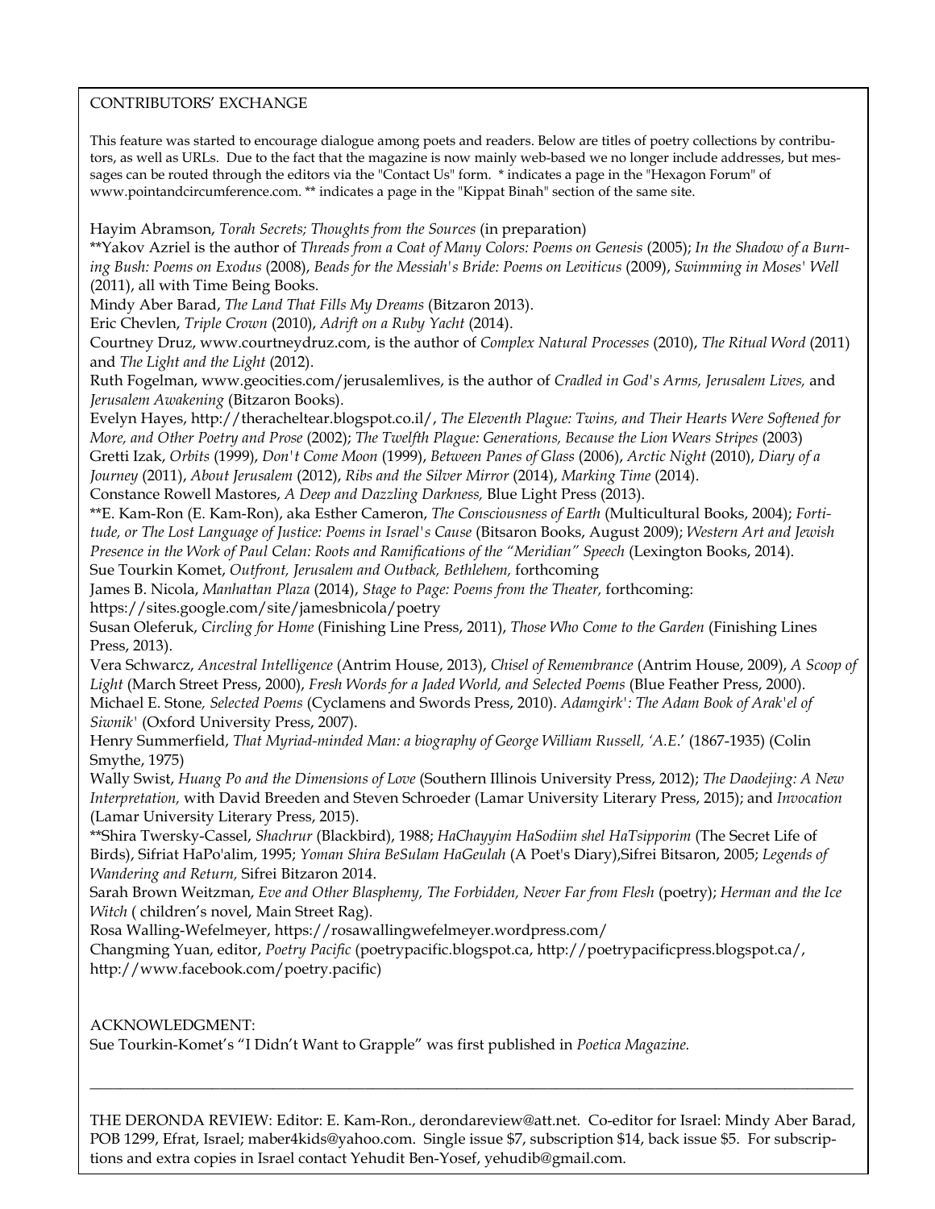CONTRIBUTORS' EXCHANGE

This feature was started to encourage dialogue among poets and readers. Below are titles of poetry collections by contributors, as well as URLs. Due to the fact that the magazine is now mainly web-based we no longer include addresses, but messages can be routed through the editors via the "Contact Us" form. * indicates a page in the "Hexagon Forum" of www.pointandcircumference.com. ** indicates a page in the "Kippat Binah" section of the same site.

Hayim Abramson, *Torah Secrets; Thoughts from the Sources* (in preparation)
**Yakov Azriel is the author of *Threads from a Coat of Many Colors: Poems on Genesis* (2005); *In the Shadow of a Burning Bush: Poems on Exodus* (2008), *Beads for the Messiah's Bride: Poems on Leviticus* (2009), *Swimming in Moses' Well* (2011), all with Time Being Books.
Mindy Aber Barad, *The Land That Fills My Dreams* (Bitzaron 2013).
Eric Chevlen, *Triple Crown* (2010), *Adrift on a Ruby Yacht* (2014).
Courtney Druz, www.courtneydruz.com, is the author of *Complex Natural Processes* (2010), *The Ritual Word* (2011) and *The Light and the Light* (2012).
Ruth Fogelman, www.geocities.com/jerusalemlives, is the author of *Cradled in God's Arms, Jerusalem Lives,* and *Jerusalem Awakening* (Bitzaron Books).
Evelyn Hayes, http://theracheltear.blogspot.co.il/, *The Eleventh Plague: Twins, and Their Hearts Were Softened for More, and Other Poetry and Prose* (2002); *The Twelfth Plague: Generations, Because the Lion Wears Stripes* (2003)
Gretti Izak, *Orbits* (1999), *Don't Come Moon* (1999), *Between Panes of Glass* (2006), *Arctic Night* (2010), *Diary of a Journey* (2011), *About Jerusalem* (2012), *Ribs and the Silver Mirror* (2014), *Marking Time* (2014).
Constance Rowell Mastores, *A Deep and Dazzling Darkness,* Blue Light Press (2013).
**E. Kam-Ron (E. Kam-Ron), aka Esther Cameron, *The Consciousness of Earth* (Multicultural Books, 2004); *Fortitude, or The Lost Language of Justice: Poems in Israel's Cause* (Bitsaron Books, August 2009); *Western Art and Jewish Presence in the Work of Paul Celan: Roots and Ramifications of the "Meridian" Speech* (Lexington Books, 2014).
Sue Tourkin Komet, *Outfront, Jerusalem and Outback, Bethlehem,* forthcoming
James B. Nicola, *Manhattan Plaza* (2014), *Stage to Page: Poems from the Theater,* forthcoming:
https://sites.google.com/site/jamesbnicola/poetry
Susan Oleferuk, *Circling for Home* (Finishing Line Press, 2011), *Those Who Come to the Garden* (Finishing Lines Press, 2013).
Vera Schwarcz, *Ancestral Intelligence* (Antrim House, 2013), *Chisel of Remembrance* (Antrim House, 2009), *A Scoop of Light* (March Street Press, 2000), *Fresh Words for a Jaded World, and Selected Poems* (Blue Feather Press, 2000).
Michael E. Stone*, Selected Poems* (Cyclamens and Swords Press, 2010). *Adamgirk': The Adam Book of Arak'el of Siwnik'* (Oxford University Press, 2007).
Henry Summerfield, *That Myriad-minded Man: a biography of George William Russell, 'A.E.'* (1867-1935) (Colin Smythe, 1975)
Wally Swist, *Huang Po and the Dimensions of Love* (Southern Illinois University Press, 2012); *The Daodejing: A New Interpretation,* with David Breeden and Steven Schroeder (Lamar University Literary Press, 2015); and *Invocation* (Lamar University Literary Press, 2015).
**Shira Twersky-Cassel, *Shachrur* (Blackbird), 1988; *HaChayyim HaSodiim shel HaTsipporim* (The Secret Life of Birds), Sifriat HaPo'alim, 1995; *Yoman Shira BeSulam HaGeulah* (A Poet's Diary),Sifrei Bitsaron, 2005; *Legends of Wandering and Return,* Sifrei Bitzaron 2014.
Sarah Brown Weitzman, *Eve and Other Blasphemy, The Forbidden, Never Far from Flesh* (poetry); *Herman and the Ice Witch* ( children's novel, Main Street Rag).
Rosa Walling-Wefelmeyer, https://rosawallingwefelmeyer.wordpress.com/
Changming Yuan, editor, *Poetry Pacific* (poetrypacific.blogspot.ca, http://poetrypacificpress.blogspot.ca/, http://www.facebook.com/poetry.pacific)

ACKNOWLEDGMENT:
Sue Tourkin-Komet's "I Didn't Want to Grapple" was first published in *Poetica Magazine.*

---

THE DERONDA REVIEW: Editor: E. Kam-Ron., derondareview@att.net. Co-editor for Israel: Mindy Aber Barad, POB 1299, Efrat, Israel; maber4kids@yahoo.com. Single issue $7, subscription $14, back issue $5. For subscriptions and extra copies in Israel contact Yehudit Ben-Yosef, yehudib@gmail.com.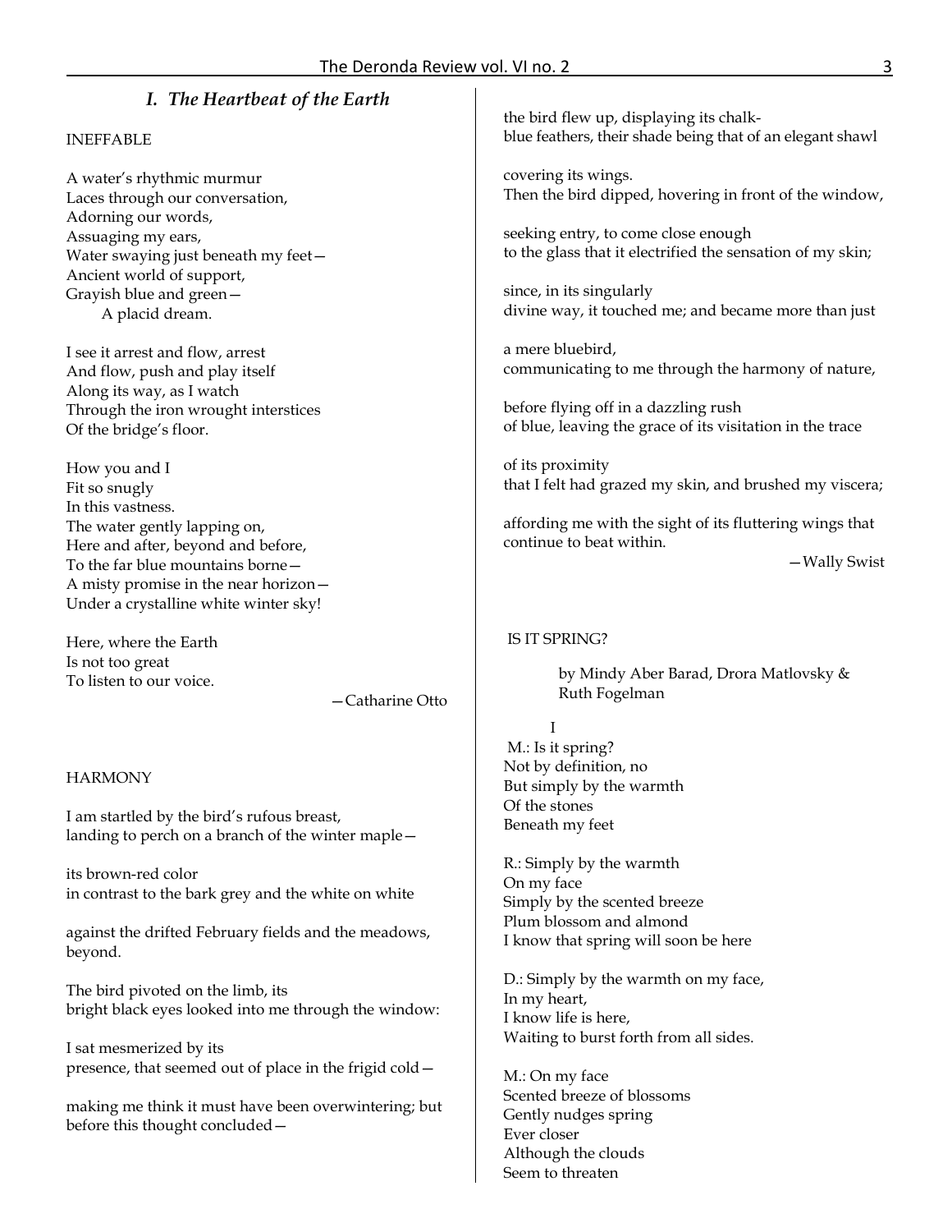## *I. The Heartbeat of the Earth*

INEFFABLE

A water's rhythmic murmur  
Laces through our conversation,  
Adorning our words,  
Assuaging my ears,  
Water swaying just beneath my feet—  
Ancient world of support,  
Grayish blue and green—  
    A placid dream.

I see it arrest and flow, arrest  
And flow, push and play itself  
Along its way, as I watch  
Through the iron wrought interstices  
Of the bridge's floor.

How you and I  
Fit so snugly  
In this vastness.  
The water gently lapping on,  
Here and after, beyond and before,  
To the far blue mountains borne—  
A misty promise in the near horizon—  
Under a crystalline white winter sky!

Here, where the Earth  
Is not too great  
To listen to our voice.

—Catharine Otto

HARMONY

I am startled by the bird's rufous breast,  
landing to perch on a branch of the winter maple—

its brown-red color  
in contrast to the bark grey and the white on white

against the drifted February fields and the meadows,  
beyond.

The bird pivoted on the limb, its  
bright black eyes looked into me through the window:

I sat mesmerized by its  
presence, that seemed out of place in the frigid cold—

making me think it must have been overwintering; but  
before this thought concluded—

the bird flew up, displaying its chalk-  
blue feathers, their shade being that of an elegant shawl

covering its wings.  
Then the bird dipped, hovering in front of the window,

seeking entry, to come close enough  
to the glass that it electrified the sensation of my skin;

since, in its singularly  
divine way, it touched me; and became more than just

a mere bluebird,  
communicating to me through the harmony of nature,

before flying off in a dazzling rush  
of blue, leaving the grace of its visitation in the trace

of its proximity  
that I felt had grazed my skin, and brushed my viscera;

affording me with the sight of its fluttering wings that  
continue to beat within.

—Wally Swist

IS IT SPRING?

by Mindy Aber Barad, Drora Matlovsky & Ruth Fogelman

I

M.: Is it spring?  
Not by definition, no  
But simply by the warmth  
Of the stones  
Beneath my feet

R.: Simply by the warmth  
On my face  
Simply by the scented breeze  
Plum blossom and almond  
I know that spring will soon be here

D.: Simply by the warmth on my face,  
In my heart,  
I know life is here,  
Waiting to burst forth from all sides.

M.: On my face  
Scented breeze of blossoms  
Gently nudges spring  
Ever closer  
Although the clouds  
Seem to threaten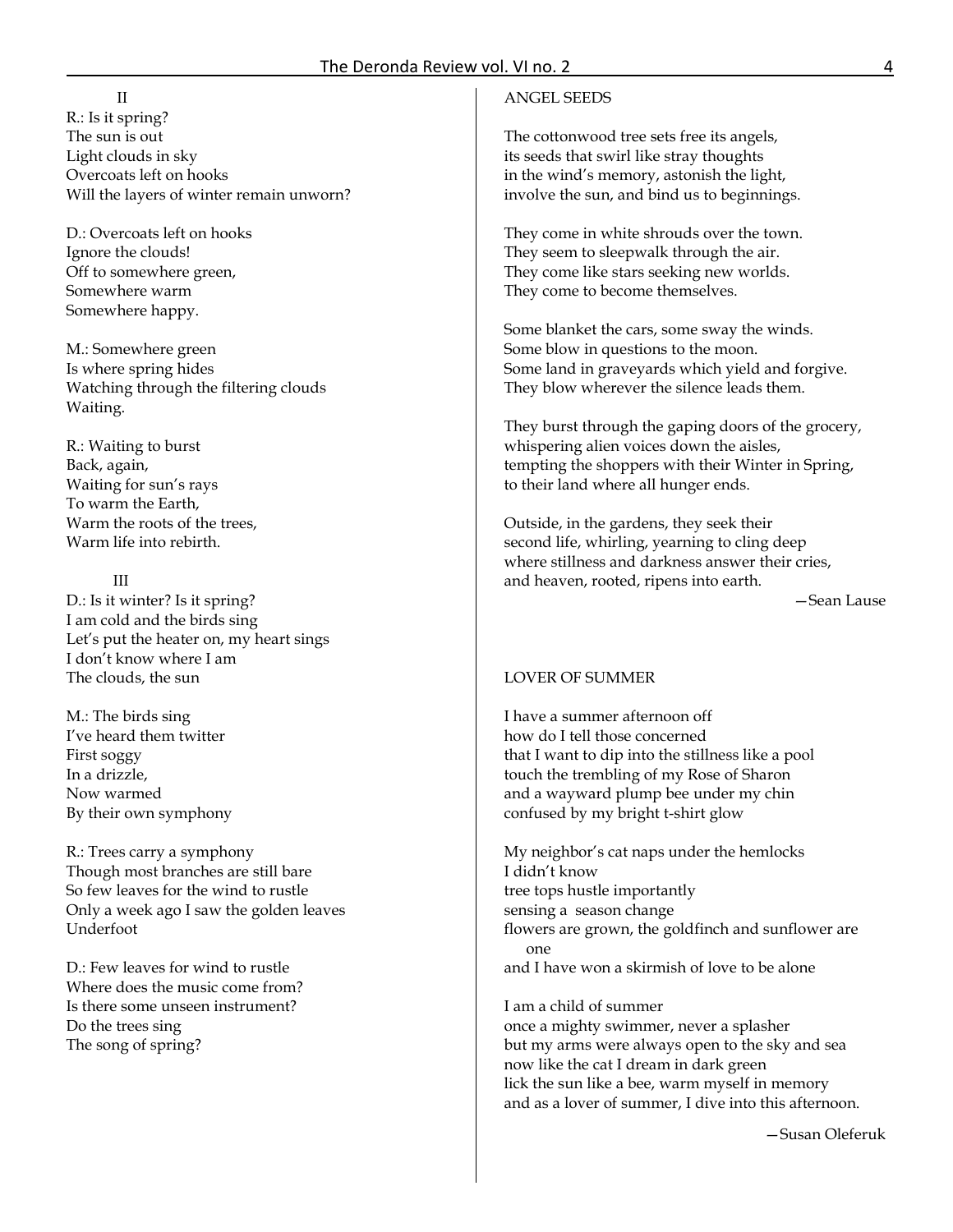II

R.: Is it spring?
The sun is out
Light clouds in sky
Overcoats left on hooks
Will the layers of winter remain unworn?

D.: Overcoats left on hooks
Ignore the clouds!
Off to somewhere green,
Somewhere warm
Somewhere happy.

M.: Somewhere green
Is where spring hides
Watching through the filtering clouds
Waiting.

R.: Waiting to burst
Back, again,
Waiting for sun's rays
To warm the Earth,
Warm the roots of the trees,
Warm life into rebirth.

III

D.: Is it winter? Is it spring?
I am cold and the birds sing
Let's put the heater on, my heart sings
I don't know where I am
The clouds, the sun

M.: The birds sing
I've heard them twitter
First soggy
In a drizzle,
Now warmed
By their own symphony

R.: Trees carry a symphony
Though most branches are still bare
So few leaves for the wind to rustle
Only a week ago I saw the golden leaves
Underfoot

D.: Few leaves for wind to rustle
Where does the music come from?
Is there some unseen instrument?
Do the trees sing
The song of spring?

## ANGEL SEEDS

The cottonwood tree sets free its angels,
its seeds that swirl like stray thoughts
in the wind's memory, astonish the light,
involve the sun, and bind us to beginnings.

They come in white shrouds over the town.
They seem to sleepwalk through the air.
They come like stars seeking new worlds.
They come to become themselves.

Some blanket the cars, some sway the winds.
Some blow in questions to the moon.
Some land in graveyards which yield and forgive.
They blow wherever the silence leads them.

They burst through the gaping doors of the grocery,
whispering alien voices down the aisles,
tempting the shoppers with their Winter in Spring,
to their land where all hunger ends.

Outside, in the gardens, they seek their
second life, whirling, yearning to cling deep
where stillness and darkness answer their cries,
and heaven, rooted, ripens into earth.

—Sean Lause

## LOVER OF SUMMER

I have a summer afternoon off
how do I tell those concerned
that I want to dip into the stillness like a pool
touch the trembling of my Rose of Sharon
and a wayward plump bee under my chin
confused by my bright t-shirt glow

My neighbor's cat naps under the hemlocks
I didn't know
tree tops hustle importantly
sensing a season change
flowers are grown, the goldfinch and sunflower are
one
and I have won a skirmish of love to be alone

I am a child of summer
once a mighty swimmer, never a splasher
but my arms were always open to the sky and sea
now like the cat I dream in dark green
lick the sun like a bee, warm myself in memory
and as a lover of summer, I dive into this afternoon.

—Susan Oleferuk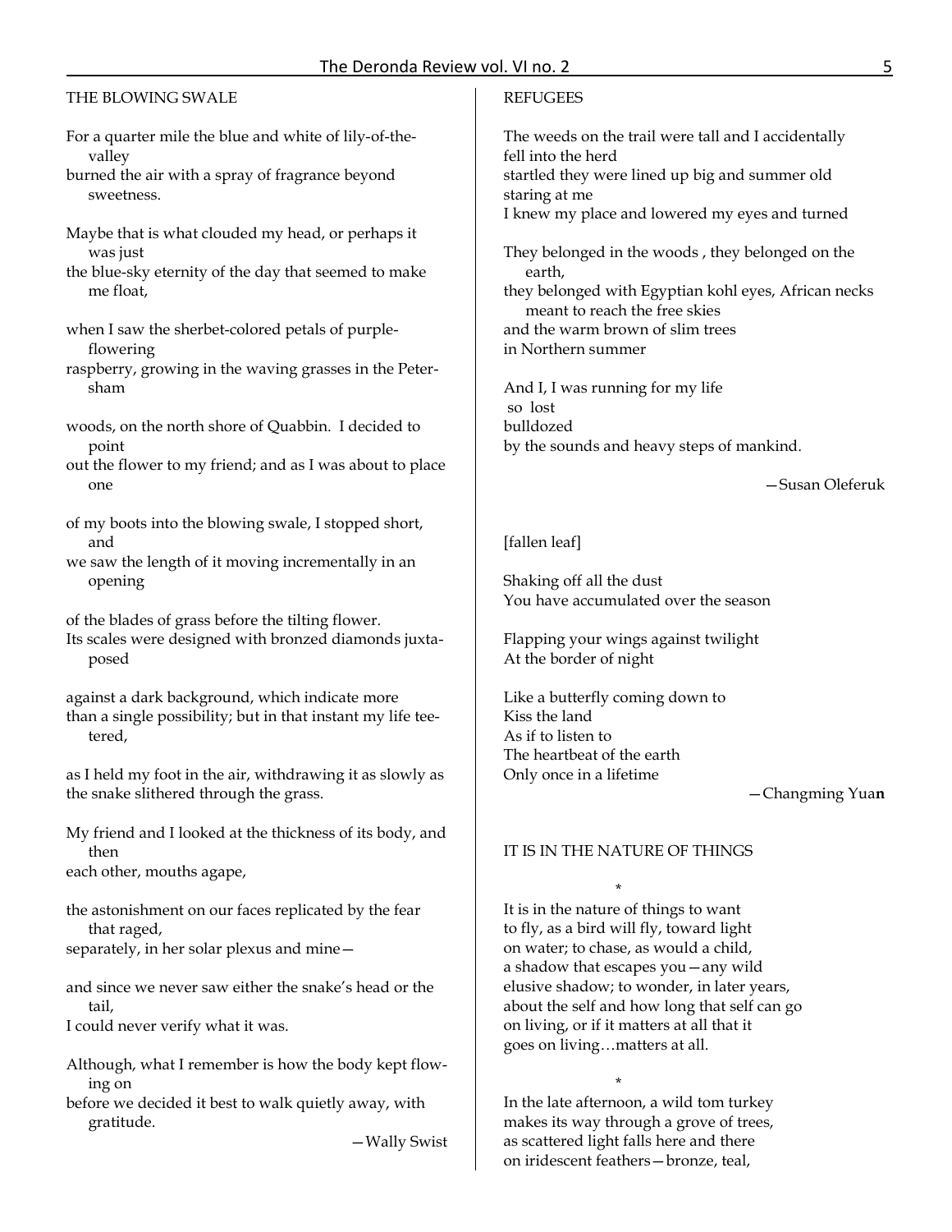## THE BLOWING SWALE

For a quarter mile the blue and white of lily-of-the-valley
burned the air with a spray of fragrance beyond sweetness.

Maybe that is what clouded my head, or perhaps it was just
the blue-sky eternity of the day that seemed to make me float,

when I saw the sherbet-colored petals of purple-flowering
raspberry, growing in the waving grasses in the Petersham

woods, on the north shore of Quabbin. I decided to point
out the flower to my friend; and as I was about to place one

of my boots into the blowing swale, I stopped short, and
we saw the length of it moving incrementally in an opening

of the blades of grass before the tilting flower.
Its scales were designed with bronzed diamonds juxtaposed

against a dark background, which indicate more
than a single possibility; but in that instant my life teetered,

as I held my foot in the air, withdrawing it as slowly as
the snake slithered through the grass.

My friend and I looked at the thickness of its body, and then
each other, mouths agape,

the astonishment on our faces replicated by the fear that raged,
separately, in her solar plexus and mine—

and since we never saw either the snake's head or the tail,
I could never verify what it was.

Although, what I remember is how the body kept flowing on
before we decided it best to walk quietly away, with gratitude.

—Wally Swist

## REFUGEES

The weeds on the trail were tall and I accidentally
fell into the herd
startled they were lined up big and summer old
staring at me
I knew my place and lowered my eyes and turned

They belonged in the woods , they belonged on the earth,
they belonged with Egyptian kohl eyes, African necks meant to reach the free skies
and the warm brown of slim trees
in Northern summer

And I, I was running for my life
so lost
bulldozed
by the sounds and heavy steps of mankind.

—Susan Oleferuk

## [fallen leaf]

Shaking off all the dust
You have accumulated over the season

Flapping your wings against twilight
At the border of night

Like a butterfly coming down to
Kiss the land
As if to listen to
The heartbeat of the earth
Only once in a lifetime

—Changming Yuan

## IT IS IN THE NATURE OF THINGS

*

It is in the nature of things to want
to fly, as a bird will fly, toward light
on water; to chase, as would a child,
a shadow that escapes you—any wild
elusive shadow; to wonder, in later years,
about the self and how long that self can go
on living, or if it matters at all that it
goes on living…matters at all.

*

In the late afternoon, a wild tom turkey
makes its way through a grove of trees,
as scattered light falls here and there
on iridescent feathers—bronze, teal,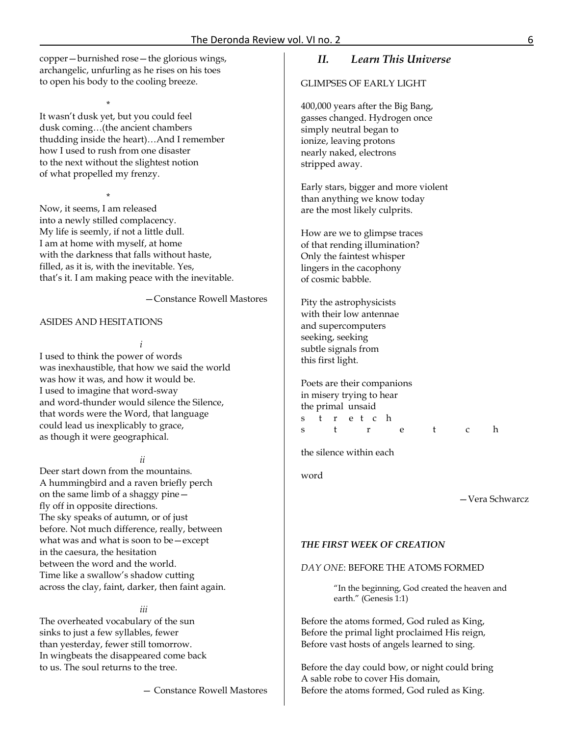copper—burnished rose—the glorious wings,
archangelic, unfurling as he rises on his toes
to open his body to the cooling breeze.

\*

It wasn't dusk yet, but you could feel
dusk coming…(the ancient chambers
thudding inside the heart)…And I remember
how I used to rush from one disaster
to the next without the slightest notion
of what propelled my frenzy.

\*

Now, it seems, I am released
into a newly stilled complacency.
My life is seemly, if not a little dull.
I am at home with myself, at home
with the darkness that falls without haste,
filled, as it is, with the inevitable. Yes,
that's it. I am making peace with the inevitable.

—Constance Rowell Mastores

ASIDES AND HESITATIONS

*i*

I used to think the power of words
was inexhaustible, that how we said the world
was how it was, and how it would be.
I used to imagine that word-sway
and word-thunder would silence the Silence,
that words were the Word, that language
could lead us inexplicably to grace,
as though it were geographical.

*ii*

Deer start down from the mountains.
A hummingbird and a raven briefly perch
on the same limb of a shaggy pine—
fly off in opposite directions.
The sky speaks of autumn, or of just
before. Not much difference, really, between
what was and what is soon to be—except
in the caesura, the hesitation
between the word and the world.
Time like a swallow's shadow cutting
across the clay, faint, darker, then faint again.

*iii*

The overheated vocabulary of the sun
sinks to just a few syllables, fewer
than yesterday, fewer still tomorrow.
In wingbeats the disappeared come back
to us. The soul returns to the tree.

— Constance Rowell Mastores

## *II. Learn This Universe*

GLIMPSES OF EARLY LIGHT

400,000 years after the Big Bang,
gasses changed. Hydrogen once
simply neutral began to
ionize, leaving protons
nearly naked, electrons
stripped away.

Early stars, bigger and more violent
than anything we know today
are the most likely culprits.

How are we to glimpse traces
of that rending illumination?
Only the faintest whisper
lingers in the cacophony
of cosmic babble.

Pity the astrophysicists
with their low antennae
and supercomputers
seeking, seeking
subtle signals from
this first light.

Poets are their companions
in misery trying to hear
the primal unsaid
s t r e t c h
s    t    r    e    t    c    h

the silence within each

word

—Vera Schwarcz

***THE FIRST WEEK OF CREATION***

*DAY ONE*: BEFORE THE ATOMS FORMED

> "In the beginning, God created the heaven and earth." (Genesis 1:1)

Before the atoms formed, God ruled as King,
Before the primal light proclaimed His reign,
Before vast hosts of angels learned to sing.

Before the day could bow, or night could bring
A sable robe to cover His domain,
Before the atoms formed, God ruled as King.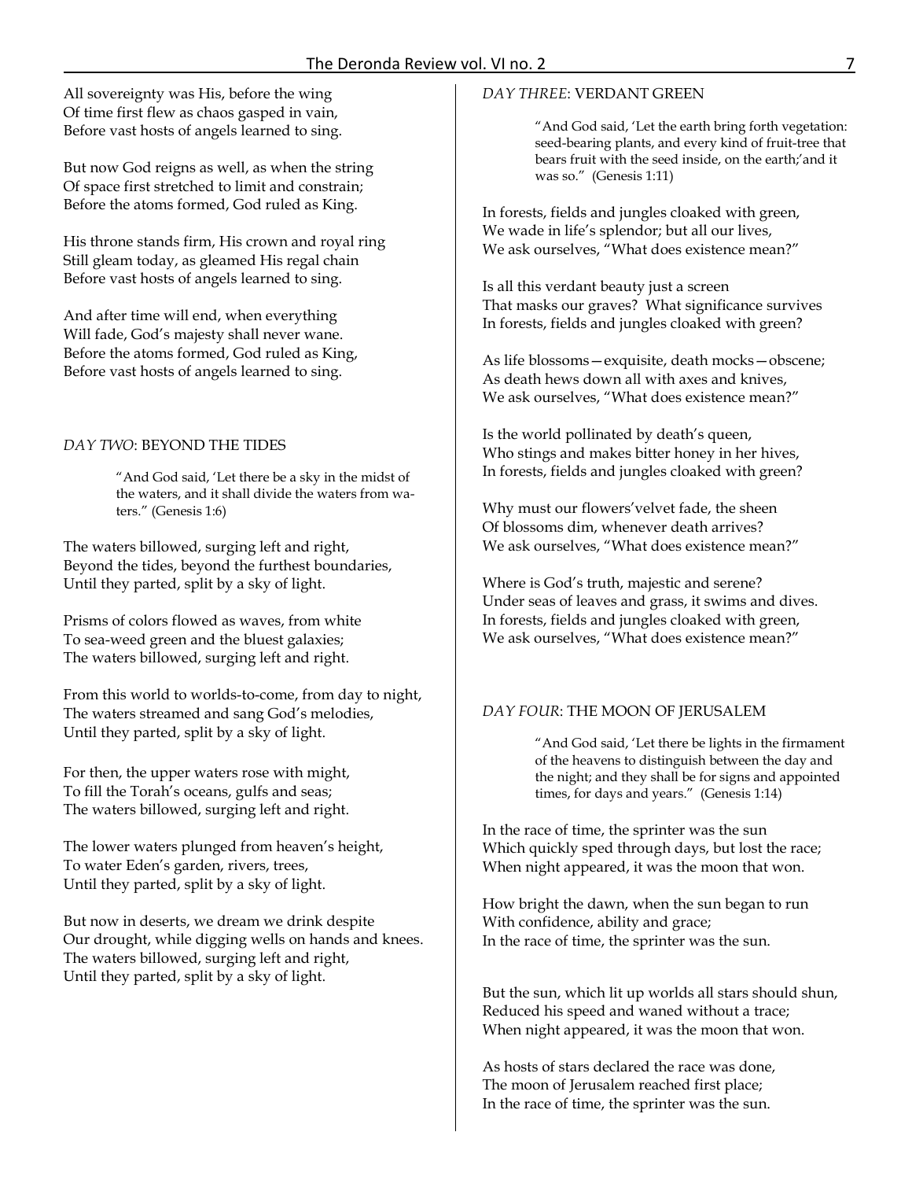All sovereignty was His, before the wing
Of time first flew as chaos gasped in vain,
Before vast hosts of angels learned to sing.

But now God reigns as well, as when the string
Of space first stretched to limit and constrain;
Before the atoms formed, God ruled as King.

His throne stands firm, His crown and royal ring
Still gleam today, as gleamed His regal chain
Before vast hosts of angels learned to sing.

And after time will end, when everything
Will fade, God's majesty shall never wane.
Before the atoms formed, God ruled as King,
Before vast hosts of angels learned to sing.

## *DAY TWO*: BEYOND THE TIDES

> "And God said, 'Let there be a sky in the midst of the waters, and it shall divide the waters from waters." (Genesis 1:6)

The waters billowed, surging left and right,
Beyond the tides, beyond the furthest boundaries,
Until they parted, split by a sky of light.

Prisms of colors flowed as waves, from white
To sea-weed green and the bluest galaxies;
The waters billowed, surging left and right.

From this world to worlds-to-come, from day to night,
The waters streamed and sang God's melodies,
Until they parted, split by a sky of light.

For then, the upper waters rose with might,
To fill the Torah's oceans, gulfs and seas;
The waters billowed, surging left and right.

The lower waters plunged from heaven's height,
To water Eden's garden, rivers, trees,
Until they parted, split by a sky of light.

But now in deserts, we dream we drink despite
Our drought, while digging wells on hands and knees.
The waters billowed, surging left and right,
Until they parted, split by a sky of light.

## *DAY THREE*: VERDANT GREEN

> "And God said, 'Let the earth bring forth vegetation: seed-bearing plants, and every kind of fruit-tree that bears fruit with the seed inside, on the earth;'and it was so." (Genesis 1:11)

In forests, fields and jungles cloaked with green,
We wade in life's splendor; but all our lives,
We ask ourselves, "What does existence mean?"

Is all this verdant beauty just a screen
That masks our graves? What significance survives
In forests, fields and jungles cloaked with green?

As life blossoms—exquisite, death mocks—obscene;
As death hews down all with axes and knives,
We ask ourselves, "What does existence mean?"

Is the world pollinated by death's queen,
Who stings and makes bitter honey in her hives,
In forests, fields and jungles cloaked with green?

Why must our flowers'velvet fade, the sheen
Of blossoms dim, whenever death arrives?
We ask ourselves, "What does existence mean?"

Where is God's truth, majestic and serene?
Under seas of leaves and grass, it swims and dives.
In forests, fields and jungles cloaked with green,
We ask ourselves, "What does existence mean?"

## *DAY FOUR*: THE MOON OF JERUSALEM

> "And God said, 'Let there be lights in the firmament of the heavens to distinguish between the day and the night; and they shall be for signs and appointed times, for days and years." (Genesis 1:14)

In the race of time, the sprinter was the sun
Which quickly sped through days, but lost the race;
When night appeared, it was the moon that won.

How bright the dawn, when the sun began to run
With confidence, ability and grace;
In the race of time, the sprinter was the sun.

But the sun, which lit up worlds all stars should shun,
Reduced his speed and waned without a trace;
When night appeared, it was the moon that won.

As hosts of stars declared the race was done,
The moon of Jerusalem reached first place;
In the race of time, the sprinter was the sun.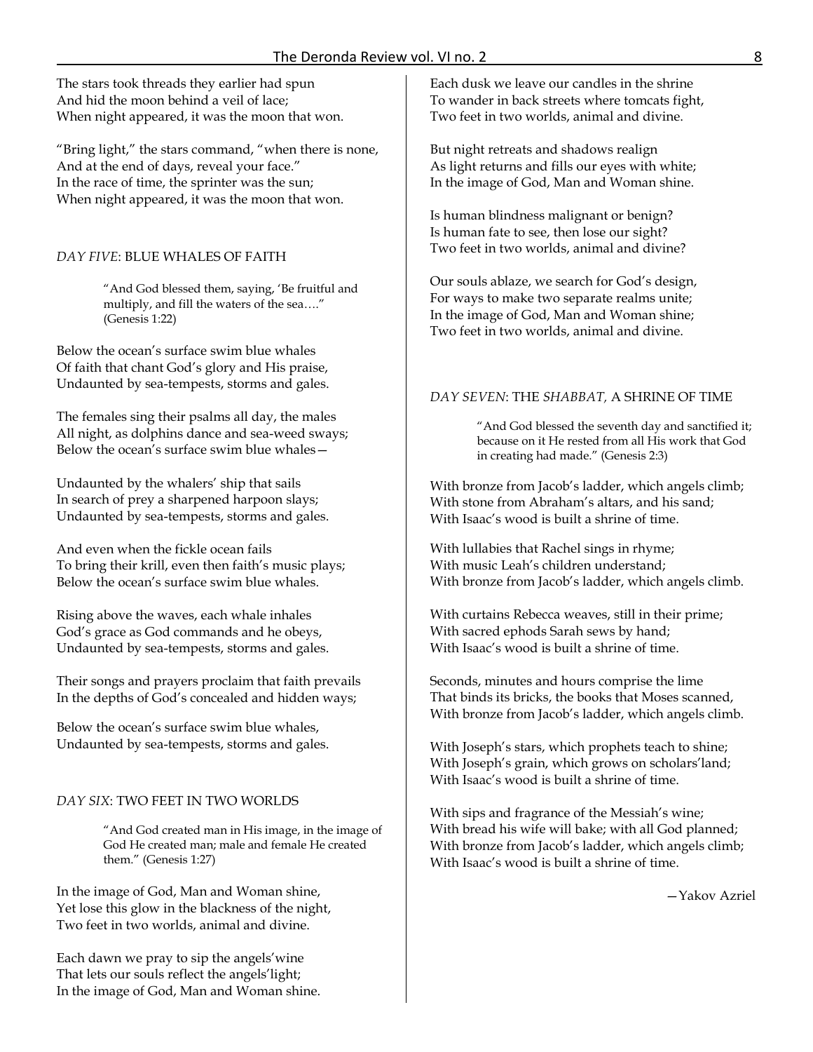The stars took threads they earlier had spun
And hid the moon behind a veil of lace;
When night appeared, it was the moon that won.

"Bring light," the stars command, "when there is none,
And at the end of days, reveal your face."
In the race of time, the sprinter was the sun;
When night appeared, it was the moon that won.

*DAY FIVE*: BLUE WHALES OF FAITH

> "And God blessed them, saying, 'Be fruitful and multiply, and fill the waters of the sea…." (Genesis 1:22)

Below the ocean's surface swim blue whales
Of faith that chant God's glory and His praise,
Undaunted by sea-tempests, storms and gales.

The females sing their psalms all day, the males
All night, as dolphins dance and sea-weed sways;
Below the ocean's surface swim blue whales—

Undaunted by the whalers' ship that sails
In search of prey a sharpened harpoon slays;
Undaunted by sea-tempests, storms and gales.

And even when the fickle ocean fails
To bring their krill, even then faith's music plays;
Below the ocean's surface swim blue whales.

Rising above the waves, each whale inhales
God's grace as God commands and he obeys,
Undaunted by sea-tempests, storms and gales.

Their songs and prayers proclaim that faith prevails
In the depths of God's concealed and hidden ways;

Below the ocean's surface swim blue whales,
Undaunted by sea-tempests, storms and gales.

*DAY SIX*: TWO FEET IN TWO WORLDS

> "And God created man in His image, in the image of God He created man; male and female He created them." (Genesis 1:27)

In the image of God, Man and Woman shine,
Yet lose this glow in the blackness of the night,
Two feet in two worlds, animal and divine.

Each dawn we pray to sip the angels'wine
That lets our souls reflect the angels'light;
In the image of God, Man and Woman shine.

Each dusk we leave our candles in the shrine
To wander in back streets where tomcats fight,
Two feet in two worlds, animal and divine.

But night retreats and shadows realign
As light returns and fills our eyes with white;
In the image of God, Man and Woman shine.

Is human blindness malignant or benign?
Is human fate to see, then lose our sight?
Two feet in two worlds, animal and divine?

Our souls ablaze, we search for God's design,
For ways to make two separate realms unite;
In the image of God, Man and Woman shine;
Two feet in two worlds, animal and divine.

*DAY SEVEN*: THE *SHABBAT,* A SHRINE OF TIME

> "And God blessed the seventh day and sanctified it; because on it He rested from all His work that God in creating had made." (Genesis 2:3)

With bronze from Jacob's ladder, which angels climb;
With stone from Abraham's altars, and his sand;
With Isaac's wood is built a shrine of time.

With lullabies that Rachel sings in rhyme;
With music Leah's children understand;
With bronze from Jacob's ladder, which angels climb.

With curtains Rebecca weaves, still in their prime;
With sacred ephods Sarah sews by hand;
With Isaac's wood is built a shrine of time.

Seconds, minutes and hours comprise the lime
That binds its bricks, the books that Moses scanned,
With bronze from Jacob's ladder, which angels climb.

With Joseph's stars, which prophets teach to shine;
With Joseph's grain, which grows on scholars'land;
With Isaac's wood is built a shrine of time.

With sips and fragrance of the Messiah's wine;
With bread his wife will bake; with all God planned;
With bronze from Jacob's ladder, which angels climb;
With Isaac's wood is built a shrine of time.

—Yakov Azriel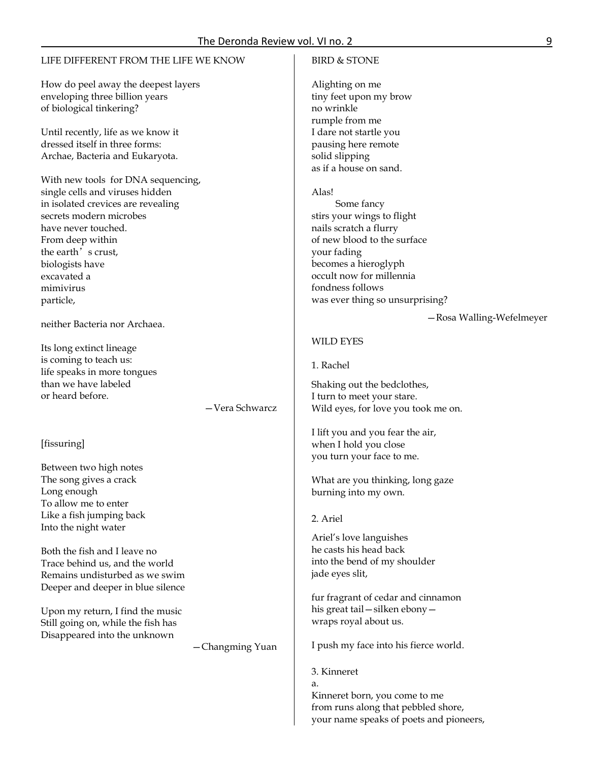## LIFE DIFFERENT FROM THE LIFE WE KNOW

How do peel away the deepest layers  
enveloping three billion years  
of biological tinkering?

Until recently, life as we know it  
dressed itself in three forms:  
Archae, Bacteria and Eukaryota.

With new tools for DNA sequencing,  
single cells and viruses hidden  
in isolated crevices are revealing  
secrets modern microbes  
have never touched.  
From deep within  
the earth's crust,  
biologists have  
excavated a  
mimivirus  
particle,

neither Bacteria nor Archaea.

Its long extinct lineage  
is coming to teach us:  
life speaks in more tongues  
than we have labeled  
or heard before.

—Vera Schwarcz

## [fissuring]

Between two high notes  
The song gives a crack  
Long enough  
To allow me to enter  
Like a fish jumping back  
Into the night water

Both the fish and I leave no  
Trace behind us, and the world  
Remains undisturbed as we swim  
Deeper and deeper in blue silence

Upon my return, I find the music  
Still going on, while the fish has  
Disappeared into the unknown

—Changming Yuan

## BIRD & STONE

Alighting on me  
tiny feet upon my brow  
no wrinkle  
rumple from me  
I dare not startle you  
pausing here remote  
solid slipping  
as if a house on sand.

Alas!  
    Some fancy  
stirs your wings to flight  
nails scratch a flurry  
of new blood to the surface  
your fading  
becomes a hieroglyph  
occult now for millennia  
fondness follows  
was ever thing so unsurprising?

—Rosa Walling-Wefelmeyer

## WILD EYES

1. Rachel

Shaking out the bedclothes,  
I turn to meet your stare.  
Wild eyes, for love you took me on.

I lift you and you fear the air,  
when I hold you close  
you turn your face to me.

What are you thinking, long gaze  
burning into my own.

2. Ariel

Ariel's love languishes  
he casts his head back  
into the bend of my shoulder  
jade eyes slit,

fur fragrant of cedar and cinnamon  
his great tail—silken ebony—  
wraps royal about us.

I push my face into his fierce world.

3. Kinneret  
a.  
Kinneret born, you come to me  
from runs along that pebbled shore,  
your name speaks of poets and pioneers,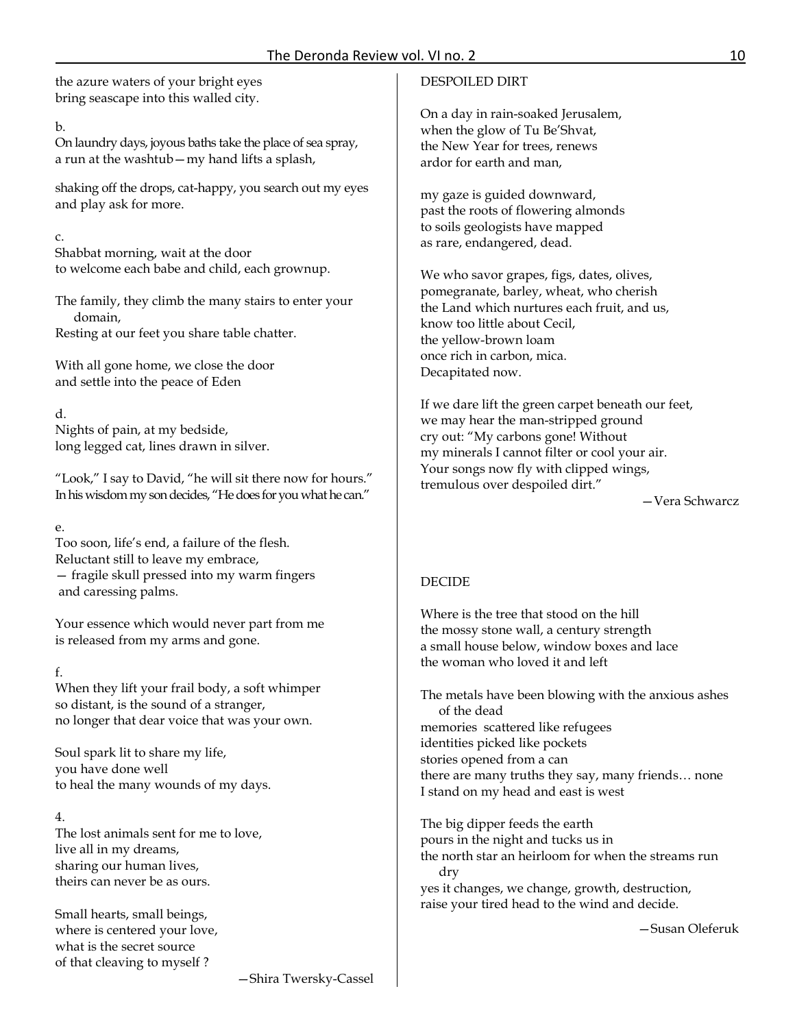the azure waters of your bright eyes
bring seascape into this walled city.

b.
On laundry days, joyous baths take the place of sea spray,
a run at the washtub—my hand lifts a splash,

shaking off the drops, cat-happy, you search out my eyes
and play ask for more.

c.
Shabbat morning, wait at the door
to welcome each babe and child, each grownup.

The family, they climb the many stairs to enter your domain,
Resting at our feet you share table chatter.

With all gone home, we close the door
and settle into the peace of Eden

d.
Nights of pain, at my bedside,
long legged cat, lines drawn in silver.

"Look," I say to David, "he will sit there now for hours."
In his wisdom my son decides, "He does for you what he can."

e.
Too soon, life's end, a failure of the flesh.
Reluctant still to leave my embrace,
— fragile skull pressed into my warm fingers
and caressing palms.

Your essence which would never part from me
is released from my arms and gone.

f.
When they lift your frail body, a soft whimper
so distant, is the sound of a stranger,
no longer that dear voice that was your own.

Soul spark lit to share my life,
you have done well
to heal the many wounds of my days.

4.
The lost animals sent for me to love,
live all in my dreams,
sharing our human lives,
theirs can never be as ours.

Small hearts, small beings,
where is centered your love,
what is the secret source
of that cleaving to myself ?

—Shira Twersky-Cassel

DESPOILED DIRT

On a day in rain-soaked Jerusalem,
when the glow of Tu Be'Shvat,
the New Year for trees, renews
ardor for earth and man,

my gaze is guided downward,
past the roots of flowering almonds
to soils geologists have mapped
as rare, endangered, dead.

We who savor grapes, figs, dates, olives,
pomegranate, barley, wheat, who cherish
the Land which nurtures each fruit, and us,
know too little about Cecil,
the yellow-brown loam
once rich in carbon, mica.
Decapitated now.

If we dare lift the green carpet beneath our feet,
we may hear the man-stripped ground
cry out: "My carbons gone! Without
my minerals I cannot filter or cool your air.
Your songs now fly with clipped wings,
tremulous over despoiled dirt."

—Vera Schwarcz

DECIDE

Where is the tree that stood on the hill
the mossy stone wall, a century strength
a small house below, window boxes and lace
the woman who loved it and left

The metals have been blowing with the anxious ashes of the dead
memories scattered like refugees
identities picked like pockets
stories opened from a can
there are many truths they say, many friends… none
I stand on my head and east is west

The big dipper feeds the earth
pours in the night and tucks us in
the north star an heirloom for when the streams run dry
yes it changes, we change, growth, destruction,
raise your tired head to the wind and decide.

—Susan Oleferuk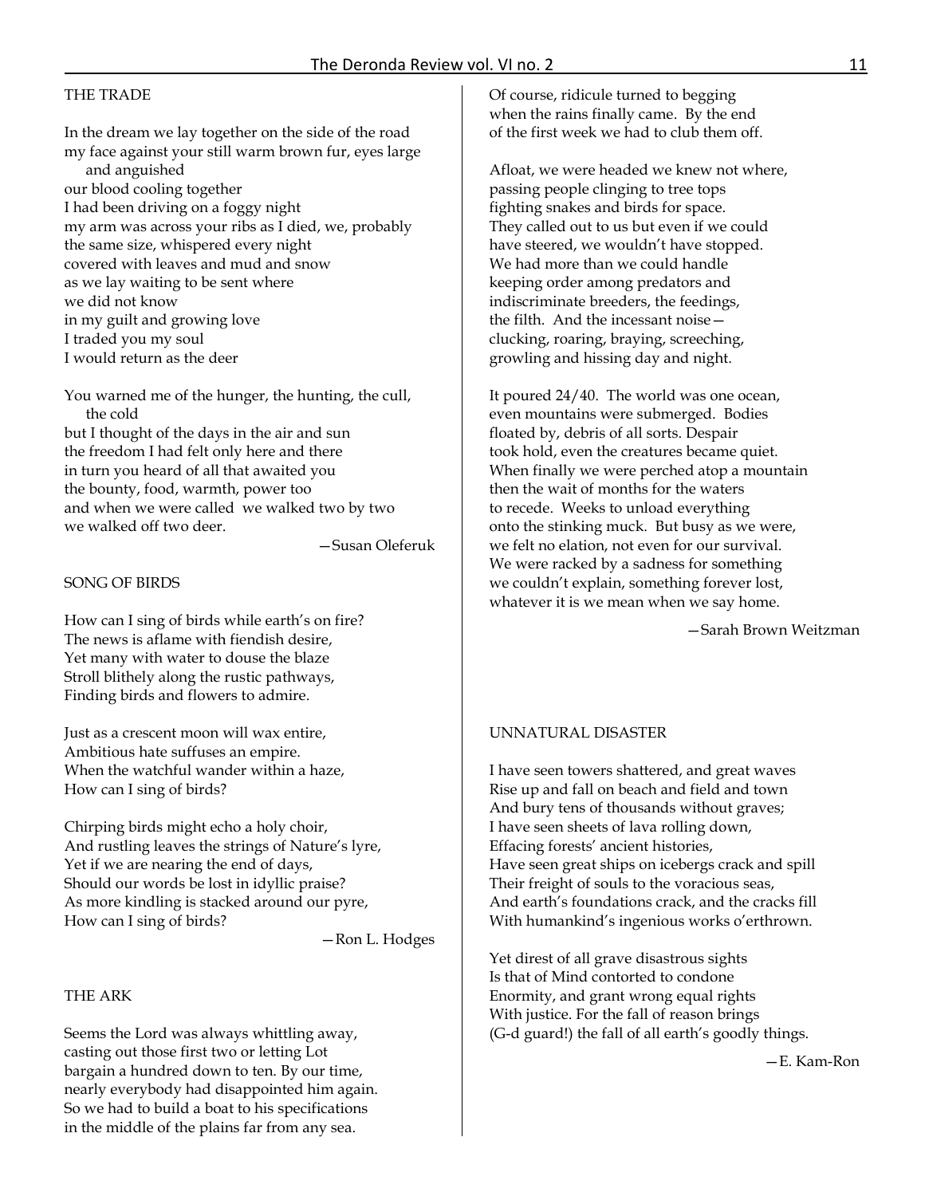### THE TRADE

In the dream we lay together on the side of the road  
my face against your still warm brown fur, eyes large  
  and anguished  
our blood cooling together  
I had been driving on a foggy night  
my arm was across your ribs as I died, we, probably  
the same size, whispered every night  
covered with leaves and mud and snow  
as we lay waiting to be sent where  
we did not know  
in my guilt and growing love  
I traded you my soul  
I would return as the deer

You warned me of the hunger, the hunting, the cull,  
  the cold  
but I thought of the days in the air and sun  
the freedom I had felt only here and there  
in turn you heard of all that awaited you  
the bounty, food, warmth, power too  
and when we were called we walked two by two  
we walked off two deer.

—Susan Oleferuk

### SONG OF BIRDS

How can I sing of birds while earth's on fire?  
The news is aflame with fiendish desire,  
Yet many with water to douse the blaze  
Stroll blithely along the rustic pathways,  
Finding birds and flowers to admire.

Just as a crescent moon will wax entire,  
Ambitious hate suffuses an empire.  
When the watchful wander within a haze,  
How can I sing of birds?

Chirping birds might echo a holy choir,  
And rustling leaves the strings of Nature's lyre,  
Yet if we are nearing the end of days,  
Should our words be lost in idyllic praise?  
As more kindling is stacked around our pyre,  
How can I sing of birds?

—Ron L. Hodges

### THE ARK

Seems the Lord was always whittling away,  
casting out those first two or letting Lot  
bargain a hundred down to ten. By our time,  
nearly everybody had disappointed him again.  
So we had to build a boat to his specifications  
in the middle of the plains far from any sea.  
Of course, ridicule turned to begging  
when the rains finally came. By the end  
of the first week we had to club them off.

Afloat, we were headed we knew not where,  
passing people clinging to tree tops  
fighting snakes and birds for space.  
They called out to us but even if we could  
have steered, we wouldn't have stopped.  
We had more than we could handle  
keeping order among predators and  
indiscriminate breeders, the feedings,  
the filth. And the incessant noise—  
clucking, roaring, braying, screeching,  
growling and hissing day and night.

It poured 24/40. The world was one ocean,  
even mountains were submerged. Bodies  
floated by, debris of all sorts. Despair  
took hold, even the creatures became quiet.  
When finally we were perched atop a mountain  
then the wait of months for the waters  
to recede. Weeks to unload everything  
onto the stinking muck. But busy as we were,  
we felt no elation, not even for our survival.  
We were racked by a sadness for something  
we couldn't explain, something forever lost,  
whatever it is we mean when we say home.

—Sarah Brown Weitzman

### UNNATURAL DISASTER

I have seen towers shattered, and great waves  
Rise up and fall on beach and field and town  
And bury tens of thousands without graves;  
I have seen sheets of lava rolling down,  
Effacing forests' ancient histories,  
Have seen great ships on icebergs crack and spill  
Their freight of souls to the voracious seas,  
And earth's foundations crack, and the cracks fill  
With humankind's ingenious works o'erthrown.

Yet direst of all grave disastrous sights  
Is that of Mind contorted to condone  
Enormity, and grant wrong equal rights  
With justice. For the fall of reason brings  
(G-d guard!) the fall of all earth's goodly things.

—E. Kam-Ron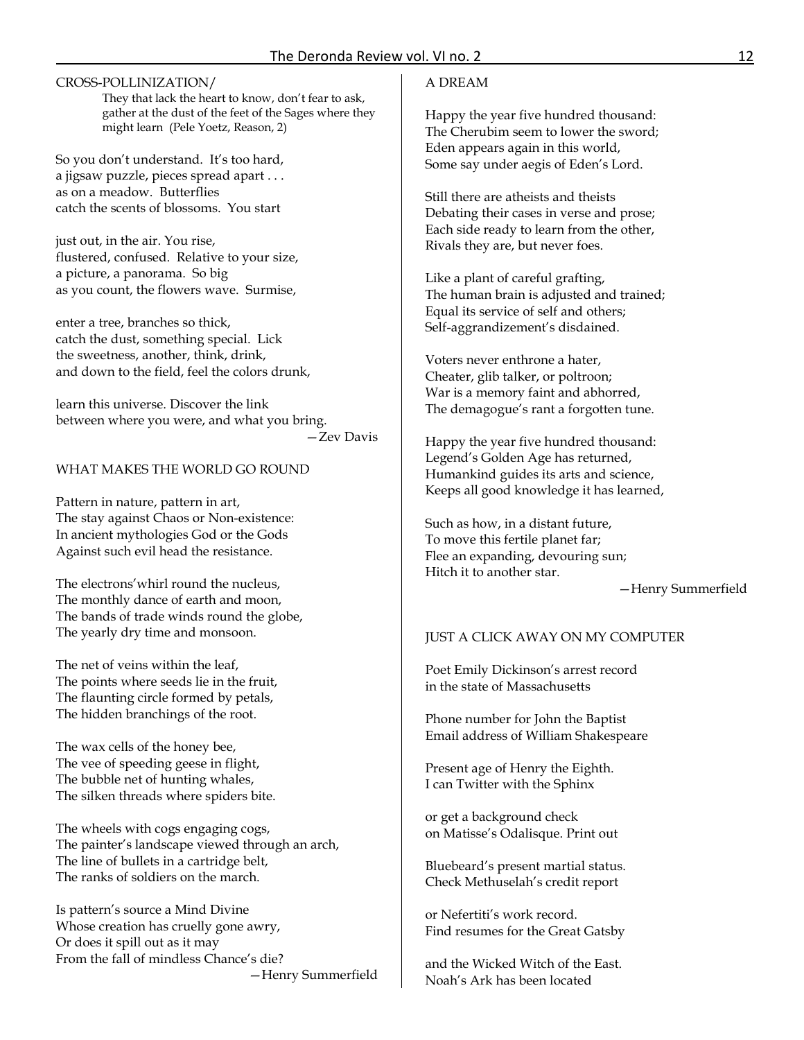CROSS-POLLINIZATION/

> They that lack the heart to know, don't fear to ask, gather at the dust of the feet of the Sages where they might learn (Pele Yoetz, Reason, 2)

So you don't understand. It's too hard,
a jigsaw puzzle, pieces spread apart . . .
as on a meadow. Butterflies
catch the scents of blossoms. You start

just out, in the air. You rise,
flustered, confused. Relative to your size,
a picture, a panorama. So big
as you count, the flowers wave. Surmise,

enter a tree, branches so thick,
catch the dust, something special. Lick
the sweetness, another, think, drink,
and down to the field, feel the colors drunk,

learn this universe. Discover the link
between where you were, and what you bring.

—Zev Davis

WHAT MAKES THE WORLD GO ROUND

Pattern in nature, pattern in art,
The stay against Chaos or Non-existence:
In ancient mythologies God or the Gods
Against such evil head the resistance.

The electrons'whirl round the nucleus,
The monthly dance of earth and moon,
The bands of trade winds round the globe,
The yearly dry time and monsoon.

The net of veins within the leaf,
The points where seeds lie in the fruit,
The flaunting circle formed by petals,
The hidden branchings of the root.

The wax cells of the honey bee,
The vee of speeding geese in flight,
The bubble net of hunting whales,
The silken threads where spiders bite.

The wheels with cogs engaging cogs,
The painter's landscape viewed through an arch,
The line of bullets in a cartridge belt,
The ranks of soldiers on the march.

Is pattern's source a Mind Divine
Whose creation has cruelly gone awry,
Or does it spill out as it may
From the fall of mindless Chance's die?

—Henry Summerfield

A DREAM

Happy the year five hundred thousand:
The Cherubim seem to lower the sword;
Eden appears again in this world,
Some say under aegis of Eden's Lord.

Still there are atheists and theists
Debating their cases in verse and prose;
Each side ready to learn from the other,
Rivals they are, but never foes.

Like a plant of careful grafting,
The human brain is adjusted and trained;
Equal its service of self and others;
Self-aggrandizement's disdained.

Voters never enthrone a hater,
Cheater, glib talker, or poltroon;
War is a memory faint and abhorred,
The demagogue's rant a forgotten tune.

Happy the year five hundred thousand:
Legend's Golden Age has returned,
Humankind guides its arts and science,
Keeps all good knowledge it has learned,

Such as how, in a distant future,
To move this fertile planet far;
Flee an expanding, devouring sun;
Hitch it to another star.

—Henry Summerfield

JUST A CLICK AWAY ON MY COMPUTER

Poet Emily Dickinson's arrest record
in the state of Massachusetts

Phone number for John the Baptist
Email address of William Shakespeare

Present age of Henry the Eighth.
I can Twitter with the Sphinx

or get a background check
on Matisse's Odalisque. Print out

Bluebeard's present martial status.
Check Methuselah's credit report

or Nefertiti's work record.
Find resumes for the Great Gatsby

and the Wicked Witch of the East.
Noah's Ark has been located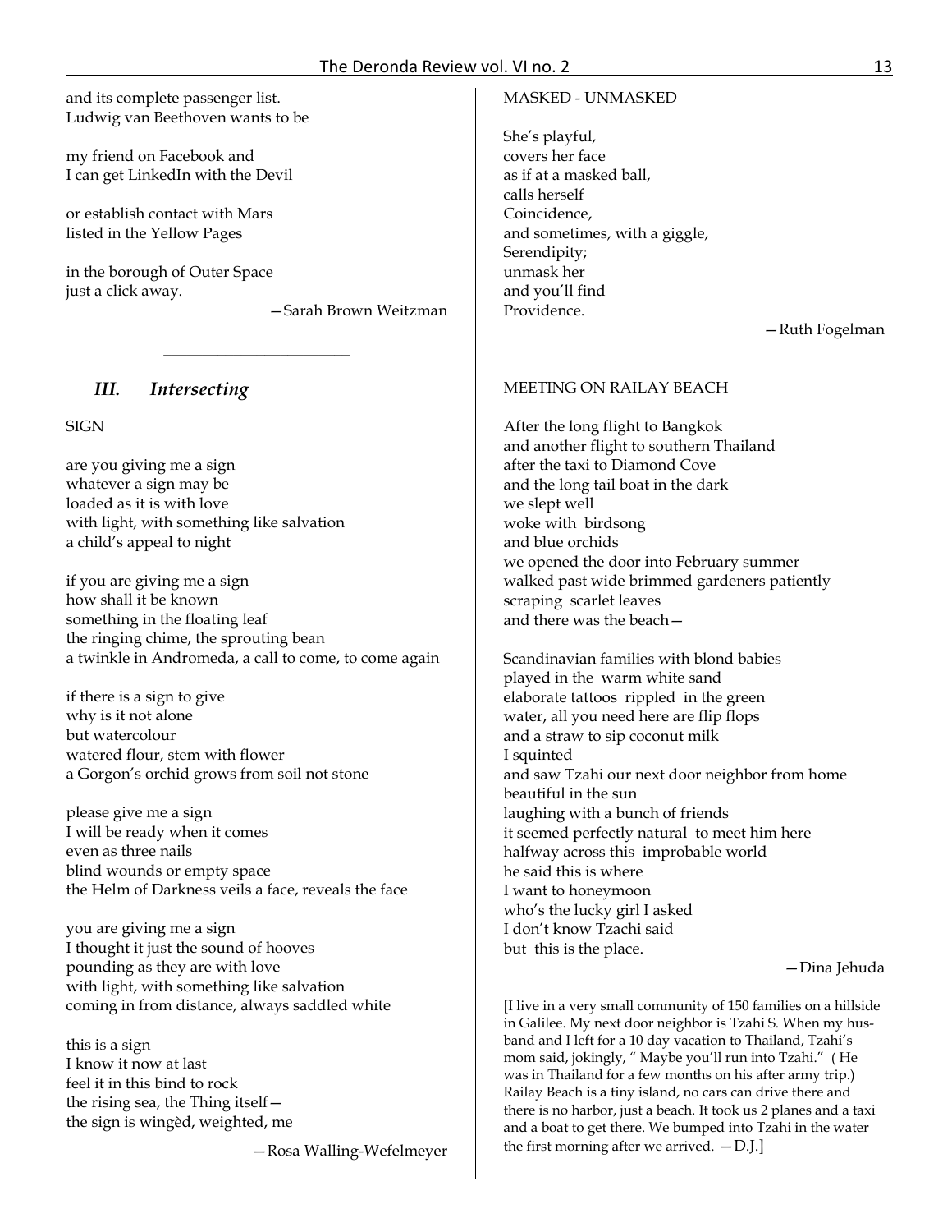and its complete passenger list.
Ludwig van Beethoven wants to be

my friend on Facebook and
I can get LinkedIn with the Devil

or establish contact with Mars
listed in the Yellow Pages

in the borough of Outer Space
just a click away.

—Sarah Brown Weitzman

---

## *III. Intersecting*

SIGN

are you giving me a sign
whatever a sign may be
loaded as it is with love
with light, with something like salvation
a child's appeal to night

if you are giving me a sign
how shall it be known
something in the floating leaf
the ringing chime, the sprouting bean
a twinkle in Andromeda, a call to come, to come again

if there is a sign to give
why is it not alone
but watercolour
watered flour, stem with flower
a Gorgon's orchid grows from soil not stone

please give me a sign
I will be ready when it comes
even as three nails
blind wounds or empty space
the Helm of Darkness veils a face, reveals the face

you are giving me a sign
I thought it just the sound of hooves
pounding as they are with love
with light, with something like salvation
coming in from distance, always saddled white

this is a sign
I know it now at last
feel it in this bind to rock
the rising sea, the Thing itself—
the sign is wingèd, weighted, me

—Rosa Walling-Wefelmeyer

MASKED - UNMASKED

She's playful,
covers her face
as if at a masked ball,
calls herself
Coincidence,
and sometimes, with a giggle,
Serendipity;
unmask her
and you'll find
Providence.

—Ruth Fogelman

MEETING ON RAILAY BEACH

After the long flight to Bangkok
and another flight to southern Thailand
after the taxi to Diamond Cove
and the long tail boat in the dark
we slept well
woke with birdsong
and blue orchids
we opened the door into February summer
walked past wide brimmed gardeners patiently
scraping scarlet leaves
and there was the beach—

Scandinavian families with blond babies
played in the warm white sand
elaborate tattoos rippled in the green
water, all you need here are flip flops
and a straw to sip coconut milk
I squinted
and saw Tzahi our next door neighbor from home
beautiful in the sun
laughing with a bunch of friends
it seemed perfectly natural to meet him here
halfway across this improbable world
he said this is where
I want to honeymoon
who's the lucky girl I asked
I don't know Tzachi said
but this is the place.

—Dina Jehuda

[I live in a very small community of 150 families on a hillside in Galilee. My next door neighbor is Tzahi S. When my husband and I left for a 10 day vacation to Thailand, Tzahi's mom said, jokingly, " Maybe you'll run into Tzahi." ( He was in Thailand for a few months on his after army trip.) Railay Beach is a tiny island, no cars can drive there and there is no harbor, just a beach. It took us 2 planes and a taxi and a boat to get there. We bumped into Tzahi in the water the first morning after we arrived. —D.J.]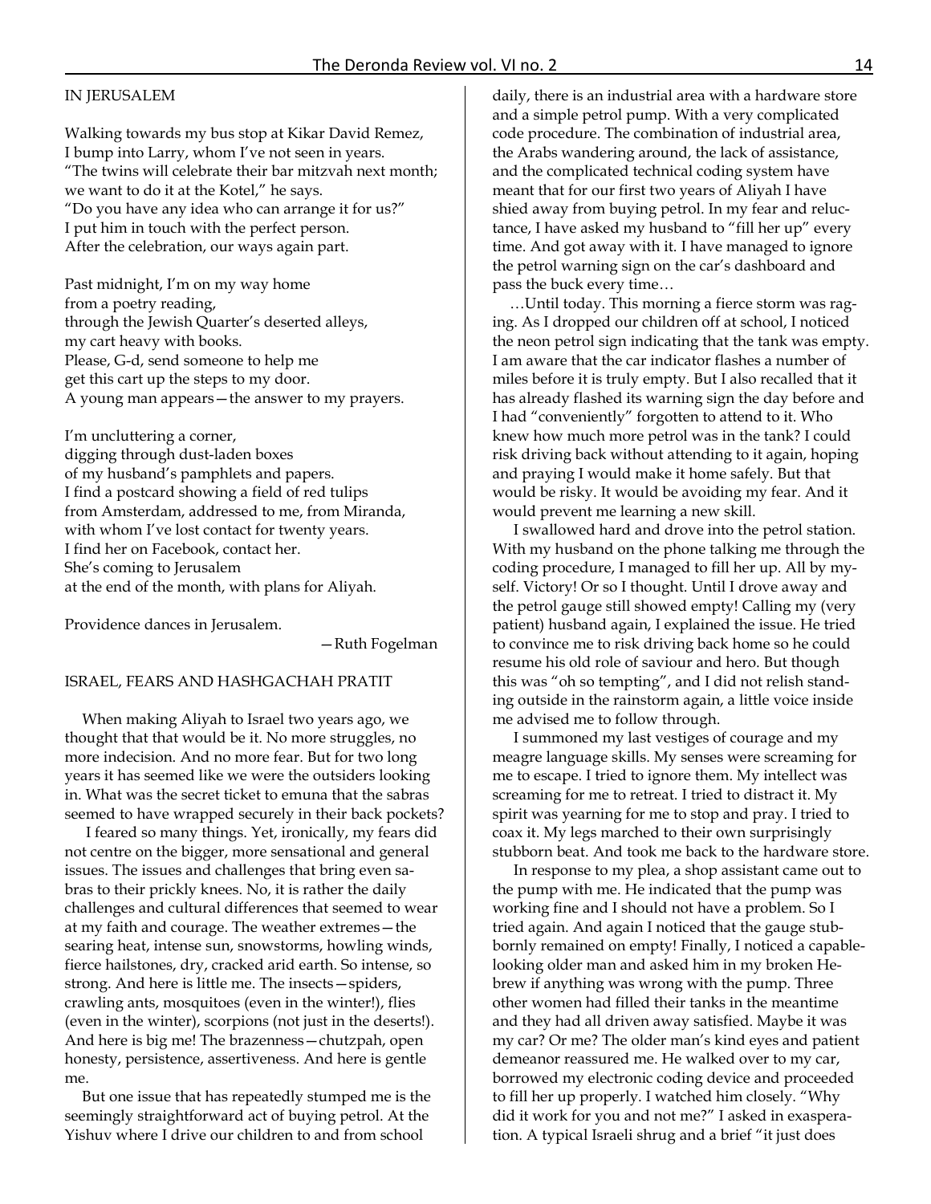## IN JERUSALEM

Walking towards my bus stop at Kikar David Remez,
I bump into Larry, whom I've not seen in years.
"The twins will celebrate their bar mitzvah next month;
we want to do it at the Kotel," he says.
"Do you have any idea who can arrange it for us?"
I put him in touch with the perfect person.
After the celebration, our ways again part.

Past midnight, I'm on my way home
from a poetry reading,
through the Jewish Quarter's deserted alleys,
my cart heavy with books.
Please, G-d, send someone to help me
get this cart up the steps to my door.
A young man appears—the answer to my prayers.

I'm uncluttering a corner,
digging through dust-laden boxes
of my husband's pamphlets and papers.
I find a postcard showing a field of red tulips
from Amsterdam, addressed to me, from Miranda,
with whom I've lost contact for twenty years.
I find her on Facebook, contact her.
She's coming to Jerusalem
at the end of the month, with plans for Aliyah.

Providence dances in Jerusalem.

—Ruth Fogelman

## ISRAEL, FEARS AND HASHGACHAH PRATIT

When making Aliyah to Israel two years ago, we thought that that would be it. No more struggles, no more indecision. And no more fear. But for two long years it has seemed like we were the outsiders looking in. What was the secret ticket to emuna that the sabras seemed to have wrapped securely in their back pockets?

I feared so many things. Yet, ironically, my fears did not centre on the bigger, more sensational and general issues. The issues and challenges that bring even sabras to their prickly knees. No, it is rather the daily challenges and cultural differences that seemed to wear at my faith and courage. The weather extremes—the searing heat, intense sun, snowstorms, howling winds, fierce hailstones, dry, cracked arid earth. So intense, so strong. And here is little me. The insects—spiders, crawling ants, mosquitoes (even in the winter!), flies (even in the winter), scorpions (not just in the deserts!). And here is big me! The brazenness—chutzpah, open honesty, persistence, assertiveness. And here is gentle me.

But one issue that has repeatedly stumped me is the seemingly straightforward act of buying petrol. At the Yishuv where I drive our children to and from school daily, there is an industrial area with a hardware store and a simple petrol pump. With a very complicated code procedure. The combination of industrial area, the Arabs wandering around, the lack of assistance, and the complicated technical coding system have meant that for our first two years of Aliyah I have shied away from buying petrol. In my fear and reluctance, I have asked my husband to "fill her up" every time. And got away with it. I have managed to ignore the petrol warning sign on the car's dashboard and pass the buck every time…

…Until today. This morning a fierce storm was raging. As I dropped our children off at school, I noticed the neon petrol sign indicating that the tank was empty. I am aware that the car indicator flashes a number of miles before it is truly empty. But I also recalled that it has already flashed its warning sign the day before and I had "conveniently" forgotten to attend to it. Who knew how much more petrol was in the tank? I could risk driving back without attending to it again, hoping and praying I would make it home safely. But that would be risky. It would be avoiding my fear. And it would prevent me learning a new skill.

I swallowed hard and drove into the petrol station. With my husband on the phone talking me through the coding procedure, I managed to fill her up. All by myself. Victory! Or so I thought. Until I drove away and the petrol gauge still showed empty! Calling my (very patient) husband again, I explained the issue. He tried to convince me to risk driving back home so he could resume his old role of saviour and hero. But though this was "oh so tempting", and I did not relish standing outside in the rainstorm again, a little voice inside me advised me to follow through.

I summoned my last vestiges of courage and my meagre language skills. My senses were screaming for me to escape. I tried to ignore them. My intellect was screaming for me to retreat. I tried to distract it. My spirit was yearning for me to stop and pray. I tried to coax it. My legs marched to their own surprisingly stubborn beat. And took me back to the hardware store.

In response to my plea, a shop assistant came out to the pump with me. He indicated that the pump was working fine and I should not have a problem. So I tried again. And again I noticed that the gauge stubbornly remained on empty! Finally, I noticed a capable-looking older man and asked him in my broken Hebrew if anything was wrong with the pump. Three other women had filled their tanks in the meantime and they had all driven away satisfied. Maybe it was my car? Or me? The older man's kind eyes and patient demeanor reassured me. He walked over to my car, borrowed my electronic coding device and proceeded to fill her up properly. I watched him closely. "Why did it work for you and not me?" I asked in exasperation. A typical Israeli shrug and a brief "it just does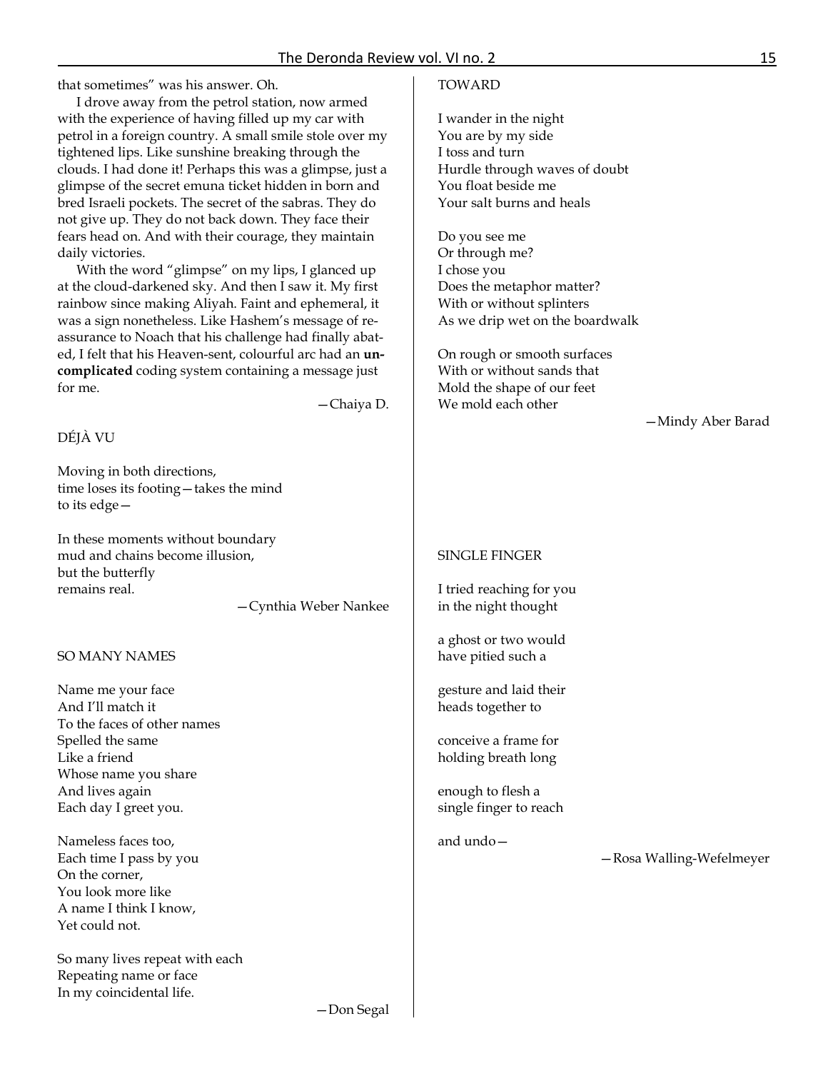that sometimes" was his answer. Oh.

I drove away from the petrol station, now armed with the experience of having filled up my car with petrol in a foreign country. A small smile stole over my tightened lips. Like sunshine breaking through the clouds. I had done it! Perhaps this was a glimpse, just a glimpse of the secret emuna ticket hidden in born and bred Israeli pockets. The secret of the sabras. They do not give up. They do not back down. They face their fears head on. And with their courage, they maintain daily victories.

With the word "glimpse" on my lips, I glanced up at the cloud-darkened sky. And then I saw it. My first rainbow since making Aliyah. Faint and ephemeral, it was a sign nonetheless. Like Hashem's message of reassurance to Noach that his challenge had finally abated, I felt that his Heaven-sent, colourful arc had an **uncomplicated** coding system containing a message just for me.

—Chaiya D.

DÉJÀ VU

Moving in both directions,
time loses its footing—takes the mind
to its edge—

In these moments without boundary
mud and chains become illusion,
but the butterfly
remains real.

—Cynthia Weber Nankee

SO MANY NAMES

Name me your face
And I'll match it
To the faces of other names
Spelled the same
Like a friend
Whose name you share
And lives again
Each day I greet you.

Nameless faces too,
Each time I pass by you
On the corner,
You look more like
A name I think I know,
Yet could not.

So many lives repeat with each
Repeating name or face
In my coincidental life.

—Don Segal

TOWARD

I wander in the night
You are by my side
I toss and turn
Hurdle through waves of doubt
You float beside me
Your salt burns and heals

Do you see me
Or through me?
I chose you
Does the metaphor matter?
With or without splinters
As we drip wet on the boardwalk

On rough or smooth surfaces
With or without sands that
Mold the shape of our feet
We mold each other

—Mindy Aber Barad

SINGLE FINGER

I tried reaching for you
in the night thought

a ghost or two would
have pitied such a

gesture and laid their
heads together to

conceive a frame for
holding breath long

enough to flesh a
single finger to reach

and undo—

—Rosa Walling-Wefelmeyer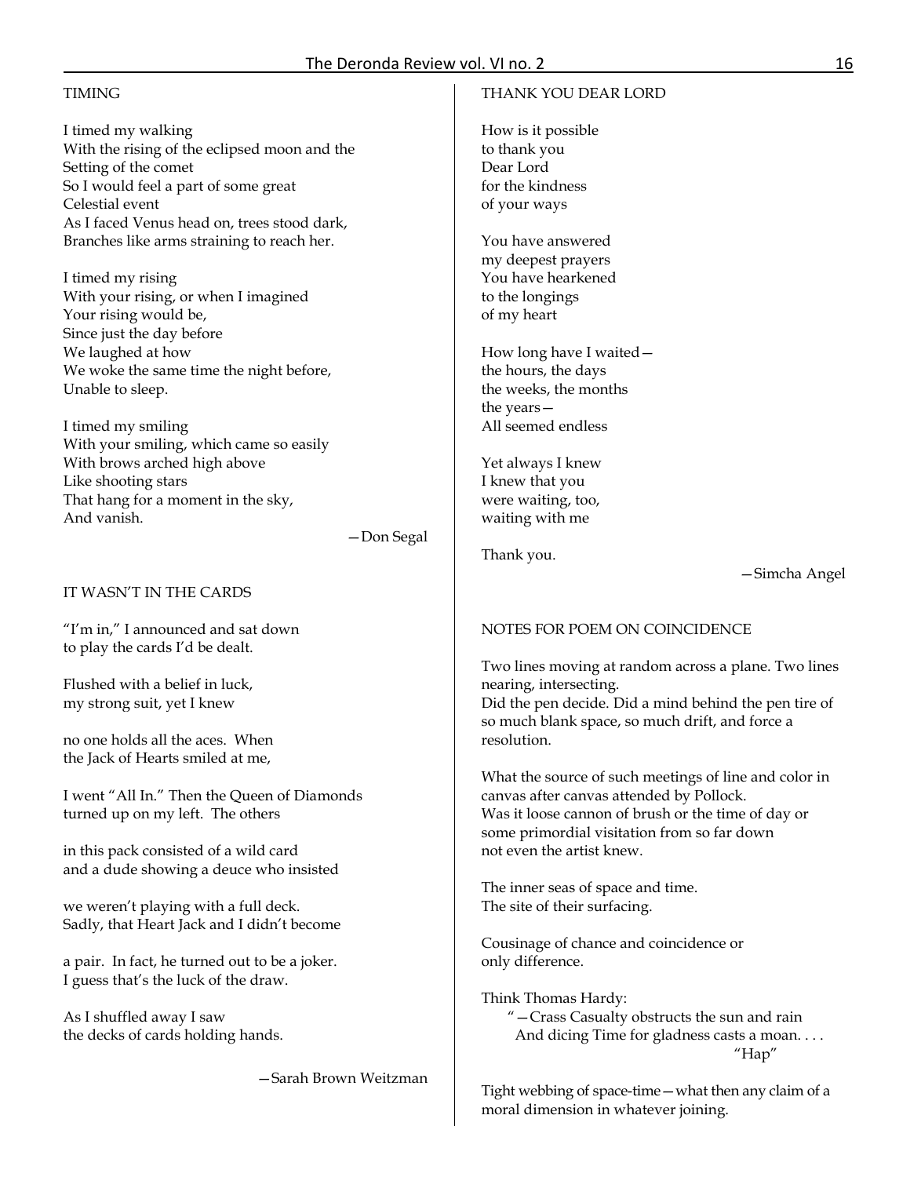## TIMING

I timed my walking
With the rising of the eclipsed moon and the
Setting of the comet
So I would feel a part of some great
Celestial event
As I faced Venus head on, trees stood dark,
Branches like arms straining to reach her.

I timed my rising
With your rising, or when I imagined
Your rising would be,
Since just the day before
We laughed at how
We woke the same time the night before,
Unable to sleep.

I timed my smiling
With your smiling, which came so easily
With brows arched high above
Like shooting stars
That hang for a moment in the sky,
And vanish.

—Don Segal

## IT WASN'T IN THE CARDS

"I'm in," I announced and sat down
to play the cards I'd be dealt.

Flushed with a belief in luck,
my strong suit, yet I knew

no one holds all the aces. When
the Jack of Hearts smiled at me,

I went "All In." Then the Queen of Diamonds
turned up on my left. The others

in this pack consisted of a wild card
and a dude showing a deuce who insisted

we weren't playing with a full deck.
Sadly, that Heart Jack and I didn't become

a pair. In fact, he turned out to be a joker.
I guess that's the luck of the draw.

As I shuffled away I saw
the decks of cards holding hands.

—Sarah Brown Weitzman

## THANK YOU DEAR LORD

How is it possible
to thank you
Dear Lord
for the kindness
of your ways

You have answered
my deepest prayers
You have hearkened
to the longings
of my heart

How long have I waited—
the hours, the days
the weeks, the months
the years—
All seemed endless

Yet always I knew
I knew that you
were waiting, too,
waiting with me

Thank you.

—Simcha Angel

## NOTES FOR POEM ON COINCIDENCE

Two lines moving at random across a plane. Two lines nearing, intersecting.
Did the pen decide. Did a mind behind the pen tire of so much blank space, so much drift, and force a resolution.

What the source of such meetings of line and color in canvas after canvas attended by Pollock.
Was it loose cannon of brush or the time of day or some primordial visitation from so far down
not even the artist knew.

The inner seas of space and time.
The site of their surfacing.

Cousinage of chance and coincidence or
only difference.

Think Thomas Hardy:
"—Crass Casualty obstructs the sun and rain
And dicing Time for gladness casts a moan. . . .
"Hap"

Tight webbing of space-time—what then any claim of a moral dimension in whatever joining.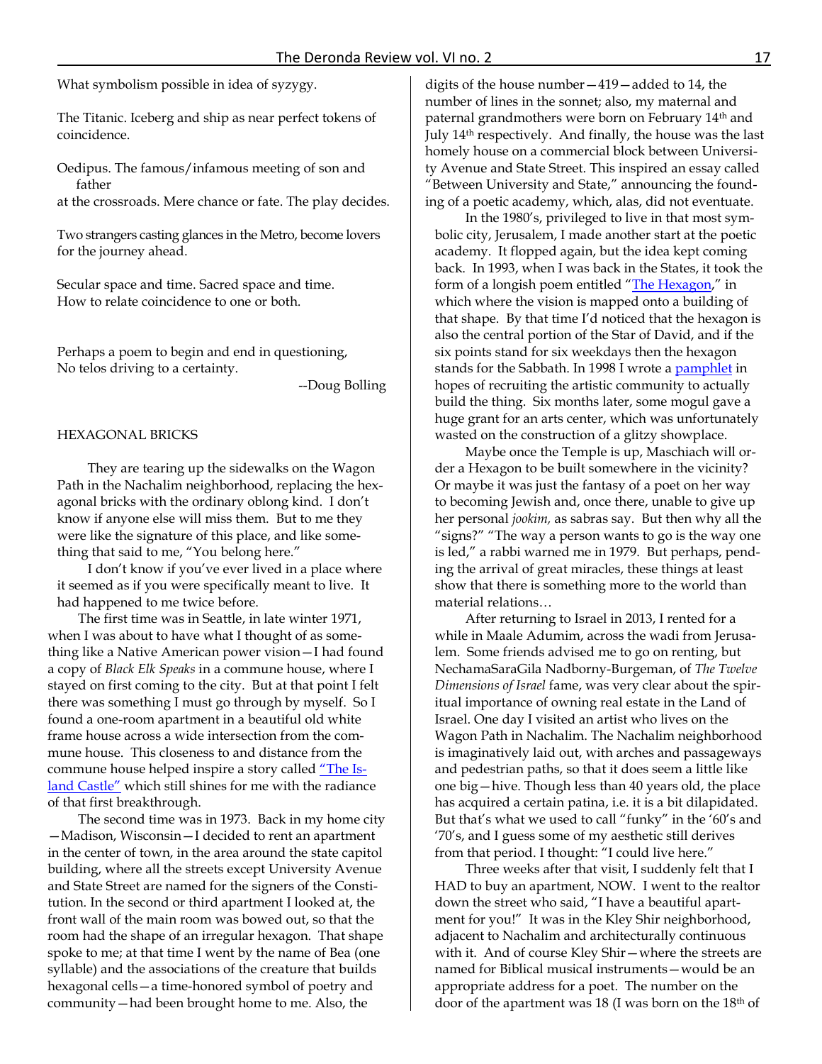What symbolism possible in idea of syzygy.

The Titanic. Iceberg and ship as near perfect tokens of coincidence.

Oedipus. The famous/infamous meeting of son and father
at the crossroads. Mere chance or fate. The play decides.

Two strangers casting glances in the Metro, become lovers for the journey ahead.

Secular space and time. Sacred space and time.
How to relate coincidence to one or both.

Perhaps a poem to begin and end in questioning,
No telos driving to a certainty.

--Doug Bolling

## HEXAGONAL BRICKS

They are tearing up the sidewalks on the Wagon Path in the Nachalim neighborhood, replacing the hexagonal bricks with the ordinary oblong kind. I don't know if anyone else will miss them. But to me they were like the signature of this place, and like something that said to me, "You belong here."

I don't know if you've ever lived in a place where it seemed as if you were specifically meant to live. It had happened to me twice before.

The first time was in Seattle, in late winter 1971, when I was about to have what I thought of as something like a Native American power vision—I had found a copy of *Black Elk Speaks* in a commune house, where I stayed on first coming to the city. But at that point I felt there was something I must go through by myself. So I found a one-room apartment in a beautiful old white frame house across a wide intersection from the commune house. This closeness to and distance from the commune house helped inspire a story called "The Island Castle" which still shines for me with the radiance of that first breakthrough.

The second time was in 1973. Back in my home city—Madison, Wisconsin—I decided to rent an apartment in the center of town, in the area around the state capitol building, where all the streets except University Avenue and State Street are named for the signers of the Constitution. In the second or third apartment I looked at, the front wall of the main room was bowed out, so that the room had the shape of an irregular hexagon. That shape spoke to me; at that time I went by the name of Bea (one syllable) and the associations of the creature that builds hexagonal cells—a time-honored symbol of poetry and community—had been brought home to me. Also, the digits of the house number—419—added to 14, the number of lines in the sonnet; also, my maternal and paternal grandmothers were born on February 14th and July 14th respectively. And finally, the house was the last homely house on a commercial block between University Avenue and State Street. This inspired an essay called "Between University and State," announcing the founding of a poetic academy, which, alas, did not eventuate.

In the 1980's, privileged to live in that most symbolic city, Jerusalem, I made another start at the poetic academy. It flopped again, but the idea kept coming back. In 1993, when I was back in the States, it took the form of a longish poem entitled "The Hexagon," in which where the vision is mapped onto a building of that shape. By that time I'd noticed that the hexagon is also the central portion of the Star of David, and if the six points stand for six weekdays then the hexagon stands for the Sabbath. In 1998 I wrote a pamphlet in hopes of recruiting the artistic community to actually build the thing. Six months later, some mogul gave a huge grant for an arts center, which was unfortunately wasted on the construction of a glitzy showplace.

Maybe once the Temple is up, Maschiach will order a Hexagon to be built somewhere in the vicinity? Or maybe it was just the fantasy of a poet on her way to becoming Jewish and, once there, unable to give up her personal *jookim,* as sabras say. But then why all the "signs?" "The way a person wants to go is the way one is led," a rabbi warned me in 1979. But perhaps, pending the arrival of great miracles, these things at least show that there is something more to the world than material relations…

After returning to Israel in 2013, I rented for a while in Maale Adumim, across the wadi from Jerusalem. Some friends advised me to go on renting, but NechamaSaraGila Nadborny-Burgeman, of *The Twelve Dimensions of Israel* fame, was very clear about the spiritual importance of owning real estate in the Land of Israel. One day I visited an artist who lives on the Wagon Path in Nachalim. The Nachalim neighborhood is imaginatively laid out, with arches and passageways and pedestrian paths, so that it does seem a little like one big—hive. Though less than 40 years old, the place has acquired a certain patina, i.e. it is a bit dilapidated. But that's what we used to call "funky" in the '60's and '70's, and I guess some of my aesthetic still derives from that period. I thought: "I could live here."

Three weeks after that visit, I suddenly felt that I HAD to buy an apartment, NOW. I went to the realtor down the street who said, "I have a beautiful apartment for you!" It was in the Kley Shir neighborhood, adjacent to Nachalim and architecturally continuous with it. And of course Kley Shir—where the streets are named for Biblical musical instruments—would be an appropriate address for a poet. The number on the door of the apartment was 18 (I was born on the 18th of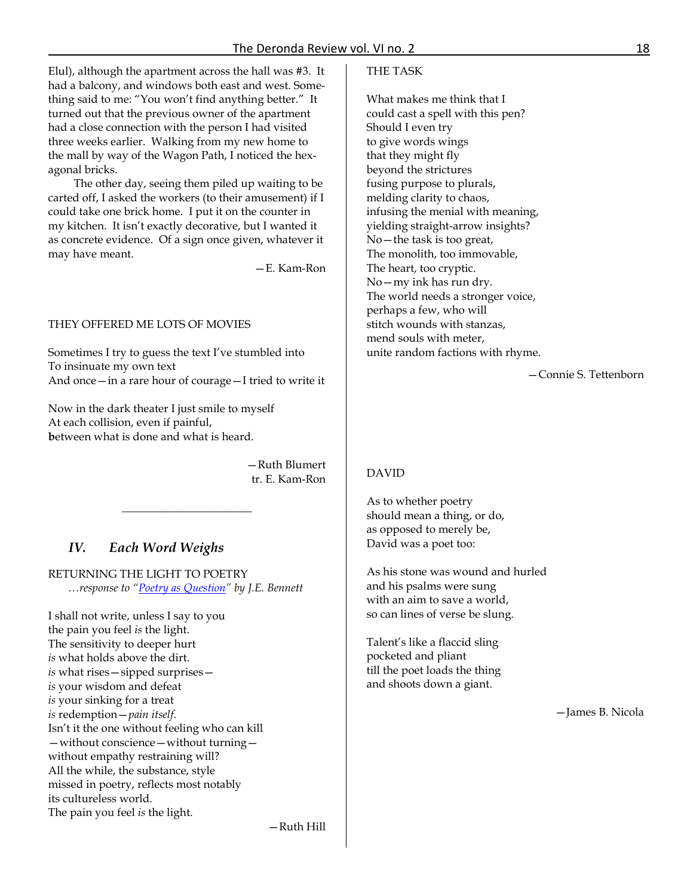Elul), although the apartment across the hall was #3. It had a balcony, and windows both east and west. Something said to me: "You won't find anything better." It turned out that the previous owner of the apartment had a close connection with the person I had visited three weeks earlier. Walking from my new home to the mall by way of the Wagon Path, I noticed the hexagonal bricks.

The other day, seeing them piled up waiting to be carted off, I asked the workers (to their amusement) if I could take one brick home. I put it on the counter in my kitchen. It isn't exactly decorative, but I wanted it as concrete evidence. Of a sign once given, whatever it may have meant.

—E. Kam-Ron

THEY OFFERED ME LOTS OF MOVIES

Sometimes I try to guess the text I've stumbled into
To insinuate my own text
And once—in a rare hour of courage—I tried to write it

Now in the dark theater I just smile to myself
At each collision, even if painful,
**b**etween what is done and what is heard.

—Ruth Blumert
tr. E. Kam-Ron

---

## IV. *Each Word Weighs*

RETURNING THE LIGHT TO POETRY
*…response to "Poetry as Question" by J.E. Bennett*

I shall not write, unless I say to you
the pain you feel *is* the light.
The sensitivity to deeper hurt
*is* what holds above the dirt.
*is* what rises—sipped surprises—
*is* your wisdom and defeat
*is* your sinking for a treat
*is* redemption—*pain itself.*
Isn't it the one without feeling who can kill
—without conscience—without turning—
without empathy restraining will?
All the while, the substance, style
missed in poetry, reflects most notably
its cultureless world.
The pain you feel *is* the light.

—Ruth Hill

THE TASK

What makes me think that I
could cast a spell with this pen?
Should I even try
to give words wings
that they might fly
beyond the strictures
fusing purpose to plurals,
melding clarity to chaos,
infusing the menial with meaning,
yielding straight-arrow insights?
No—the task is too great,
The monolith, too immovable,
The heart, too cryptic.
No—my ink has run dry.
The world needs a stronger voice,
perhaps a few, who will
stitch wounds with stanzas,
mend souls with meter,
unite random factions with rhyme.

—Connie S. Tettenborn

DAVID

As to whether poetry
should mean a thing, or do,
as opposed to merely be,
David was a poet too:

As his stone was wound and hurled
and his psalms were sung
with an aim to save a world,
so can lines of verse be slung.

Talent's like a flaccid sling
pocketed and pliant
till the poet loads the thing
and shoots down a giant.

—James B. Nicola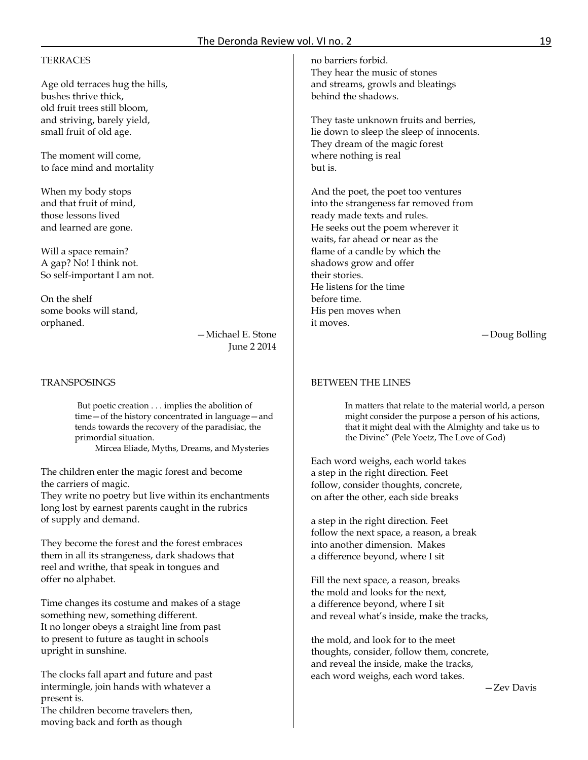## TERRACES

Age old terraces hug the hills,
bushes thrive thick,
old fruit trees still bloom,
and striving, barely yield,
small fruit of old age.

The moment will come,
to face mind and mortality

When my body stops
and that fruit of mind,
those lessons lived
and learned are gone.

Will a space remain?
A gap? No! I think not.
So self-important I am not.

On the shelf
some books will stand,
orphaned.

—Michael E. Stone
June 2 2014

## TRANSPOSINGS

> But poetic creation . . . implies the abolition of time—of the history concentrated in language—and tends towards the recovery of the paradisiac, the primordial situation.
> Mircea Eliade, Myths, Dreams, and Mysteries

The children enter the magic forest and become
the carriers of magic.
They write no poetry but live within its enchantments
long lost by earnest parents caught in the rubrics
of supply and demand.

They become the forest and the forest embraces
them in all its strangeness, dark shadows that
reel and writhe, that speak in tongues and
offer no alphabet.

Time changes its costume and makes of a stage
something new, something different.
It no longer obeys a straight line from past
to present to future as taught in schools
upright in sunshine.

The clocks fall apart and future and past
intermingle, join hands with whatever a
present is.
The children become travelers then,
moving back and forth as though
no barriers forbid.
They hear the music of stones
and streams, growls and bleatings
behind the shadows.

They taste unknown fruits and berries,
lie down to sleep the sleep of innocents.
They dream of the magic forest
where nothing is real
but is.

And the poet, the poet too ventures
into the strangeness far removed from
ready made texts and rules.
He seeks out the poem wherever it
waits, far ahead or near as the
flame of a candle by which the
shadows grow and offer
their stories.
He listens for the time
before time.
His pen moves when
it moves.

—Doug Bolling

## BETWEEN THE LINES

> In matters that relate to the material world, a person might consider the purpose a person of his actions, that it might deal with the Almighty and take us to the Divine" (Pele Yoetz, The Love of God)

Each word weighs, each world takes
a step in the right direction. Feet
follow, consider thoughts, concrete,
on after the other, each side breaks

a step in the right direction. Feet
follow the next space, a reason, a break
into another dimension. Makes
a difference beyond, where I sit

Fill the next space, a reason, breaks
the mold and looks for the next,
a difference beyond, where I sit
and reveal what's inside, make the tracks,

the mold, and look for to the meet
thoughts, consider, follow them, concrete,
and reveal the inside, make the tracks,
each word weighs, each word takes.

—Zev Davis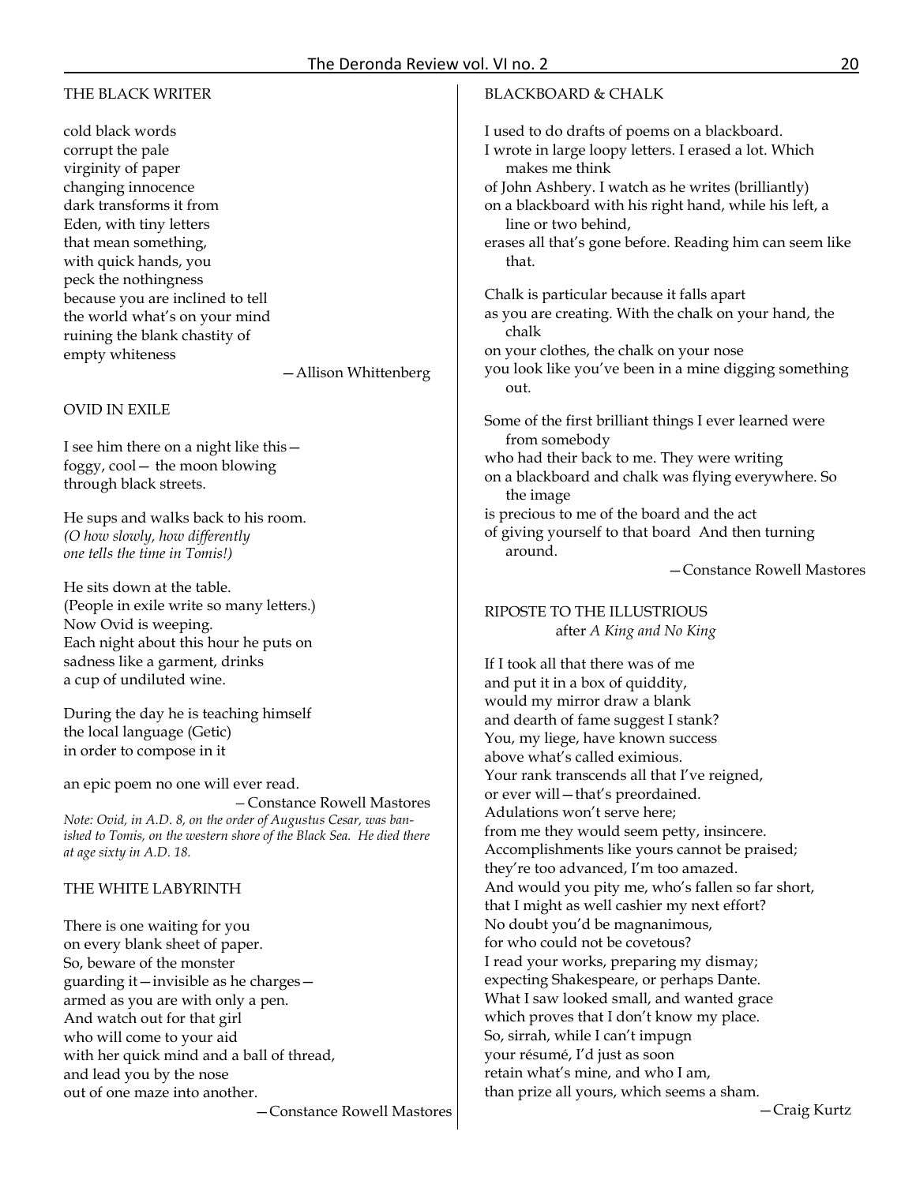## THE BLACK WRITER

cold black words  
corrupt the pale  
virginity of paper  
changing innocence  
dark transforms it from  
Eden, with tiny letters  
that mean something,  
with quick hands, you  
peck the nothingness  
because you are inclined to tell  
the world what's on your mind  
ruining the blank chastity of  
empty whiteness

—Allison Whittenberg

## OVID IN EXILE

I see him there on a night like this—  
foggy, cool— the moon blowing  
through black streets.

He sups and walks back to his room.  
*(O how slowly, how differently*  
*one tells the time in Tomis!)*

He sits down at the table.  
(People in exile write so many letters.)  
Now Ovid is weeping.  
Each night about this hour he puts on  
sadness like a garment, drinks  
a cup of undiluted wine.

During the day he is teaching himself  
the local language (Getic)  
in order to compose in it

an epic poem no one will ever read.

—Constance Rowell Mastores

*Note: Ovid, in A.D. 8, on the order of Augustus Cesar, was banished to Tomis, on the western shore of the Black Sea. He died there at age sixty in A.D. 18.*

## THE WHITE LABYRINTH

There is one waiting for you  
on every blank sheet of paper.  
So, beware of the monster  
guarding it—invisible as he charges—  
armed as you are with only a pen.  
And watch out for that girl  
who will come to your aid  
with her quick mind and a ball of thread,  
and lead you by the nose  
out of one maze into another.

—Constance Rowell Mastores

## BLACKBOARD & CHALK

I used to do drafts of poems on a blackboard.  
I wrote in large loopy letters. I erased a lot. Which makes me think  
of John Ashbery. I watch as he writes (brilliantly)  
on a blackboard with his right hand, while his left, a line or two behind,  
erases all that's gone before. Reading him can seem like that.

Chalk is particular because it falls apart  
as you are creating. With the chalk on your hand, the chalk  
on your clothes, the chalk on your nose  
you look like you've been in a mine digging something out.

Some of the first brilliant things I ever learned were from somebody  
who had their back to me. They were writing  
on a blackboard and chalk was flying everywhere. So the image  
is precious to me of the board and the act  
of giving yourself to that board And then turning around.

—Constance Rowell Mastores

## RIPOSTE TO THE ILLUSTRIOUS

after *A King and No King*

If I took all that there was of me  
and put it in a box of quiddity,  
would my mirror draw a blank  
and dearth of fame suggest I stank?  
You, my liege, have known success  
above what's called eximious.  
Your rank transcends all that I've reigned,  
or ever will—that's preordained.  
Adulations won't serve here;  
from me they would seem petty, insincere.  
Accomplishments like yours cannot be praised;  
they're too advanced, I'm too amazed.  
And would you pity me, who's fallen so far short,  
that I might as well cashier my next effort?  
No doubt you'd be magnanimous,  
for who could not be covetous?  
I read your works, preparing my dismay;  
expecting Shakespeare, or perhaps Dante.  
What I saw looked small, and wanted grace  
which proves that I don't know my place.  
So, sirrah, while I can't impugn  
your résumé, I'd just as soon  
retain what's mine, and who I am,  
than prize all yours, which seems a sham.

—Craig Kurtz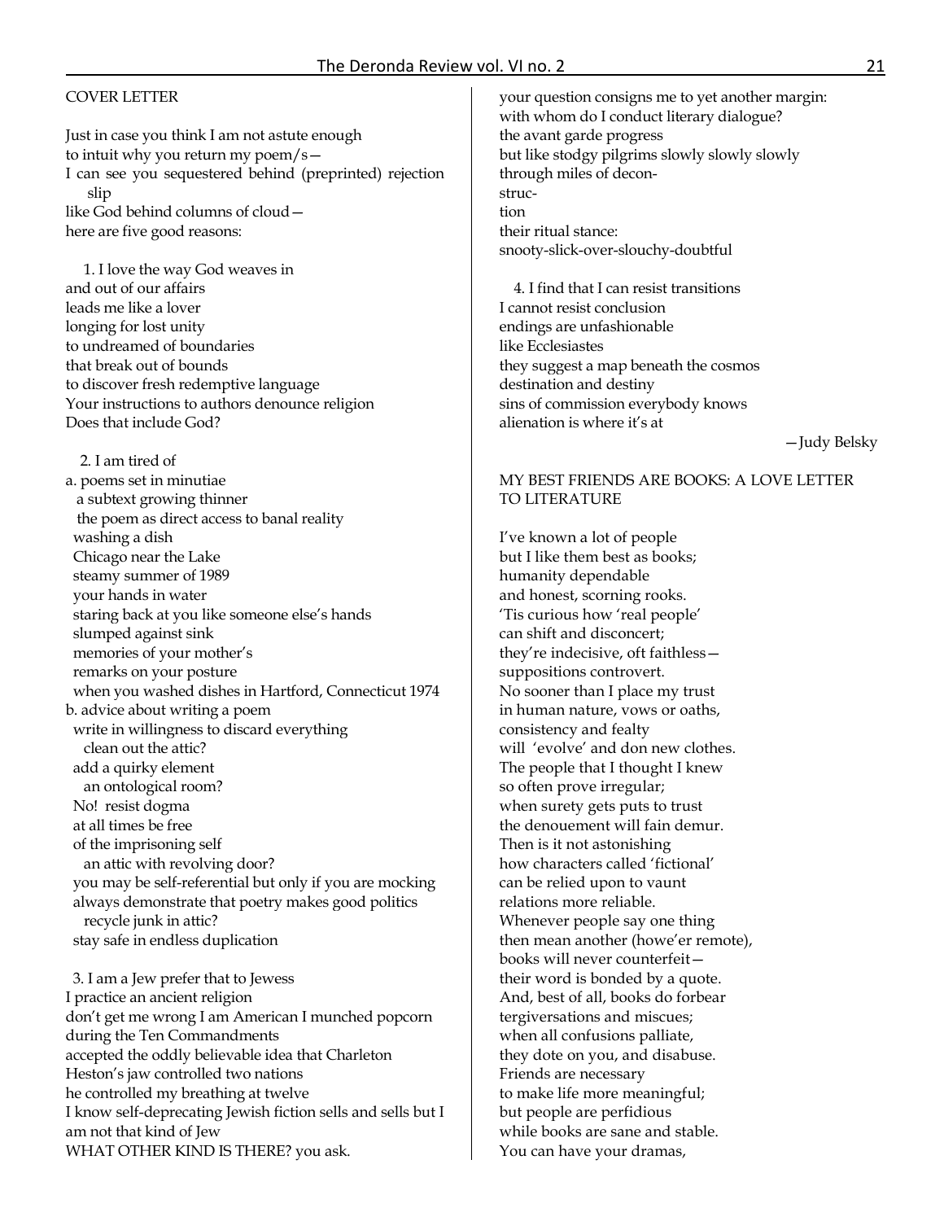COVER LETTER

Just in case you think I am not astute enough
to intuit why you return my poem/s—
I can see you sequestered behind (preprinted) rejection slip
like God behind columns of cloud—
here are five good reasons:

1. I love the way God weaves in
and out of our affairs
leads me like a lover
longing for lost unity
to undreamed of boundaries
that break out of bounds
to discover fresh redemptive language
Your instructions to authors denounce religion
Does that include God?

2. I am tired of
a. poems set in minutiae
 a subtext growing thinner
 the poem as direct access to banal reality
 washing a dish
 Chicago near the Lake
 steamy summer of 1989
 your hands in water
 staring back at you like someone else's hands
 slumped against sink
 memories of your mother's
 remarks on your posture
 when you washed dishes in Hartford, Connecticut 1974
b. advice about writing a poem
 write in willingness to discard everything
  clean out the attic?
 add a quirky element
  an ontological room?
 No! resist dogma
 at all times be free
 of the imprisoning self
  an attic with revolving door?
 you may be self-referential but only if you are mocking
 always demonstrate that poetry makes good politics
  recycle junk in attic?
 stay safe in endless duplication

3. I am a Jew prefer that to Jewess
I practice an ancient religion
don't get me wrong I am American I munched popcorn
during the Ten Commandments
accepted the oddly believable idea that Charleton
Heston's jaw controlled two nations
he controlled my breathing at twelve
I know self-deprecating Jewish fiction sells and sells but I
am not that kind of Jew
WHAT OTHER KIND IS THERE? you ask.
your question consigns me to yet another margin:
with whom do I conduct literary dialogue?
the avant garde progress
but like stodgy pilgrims slowly slowly slowly
through miles of decon-
struc-
tion
their ritual stance:
snooty-slick-over-slouchy-doubtful

4. I find that I can resist transitions
I cannot resist conclusion
endings are unfashionable
like Ecclesiastes
they suggest a map beneath the cosmos
destination and destiny
sins of commission everybody knows
alienation is where it's at

—Judy Belsky

MY BEST FRIENDS ARE BOOKS: A LOVE LETTER TO LITERATURE

I've known a lot of people
but I like them best as books;
humanity dependable
and honest, scorning rooks.
'Tis curious how 'real people'
can shift and disconcert;
they're indecisive, oft faithless—
suppositions controvert.
No sooner than I place my trust
in human nature, vows or oaths,
consistency and fealty
will 'evolve' and don new clothes.
The people that I thought I knew
so often prove irregular;
when surety gets puts to trust
the denouement will fain demur.
Then is it not astonishing
how characters called 'fictional'
can be relied upon to vaunt
relations more reliable.
Whenever people say one thing
then mean another (howe'er remote),
books will never counterfeit—
their word is bonded by a quote.
And, best of all, books do forbear
tergiversations and miscues;
when all confusions palliate,
they dote on you, and disabuse.
Friends are necessary
to make life more meaningful;
but people are perfidious
while books are sane and stable.
You can have your dramas,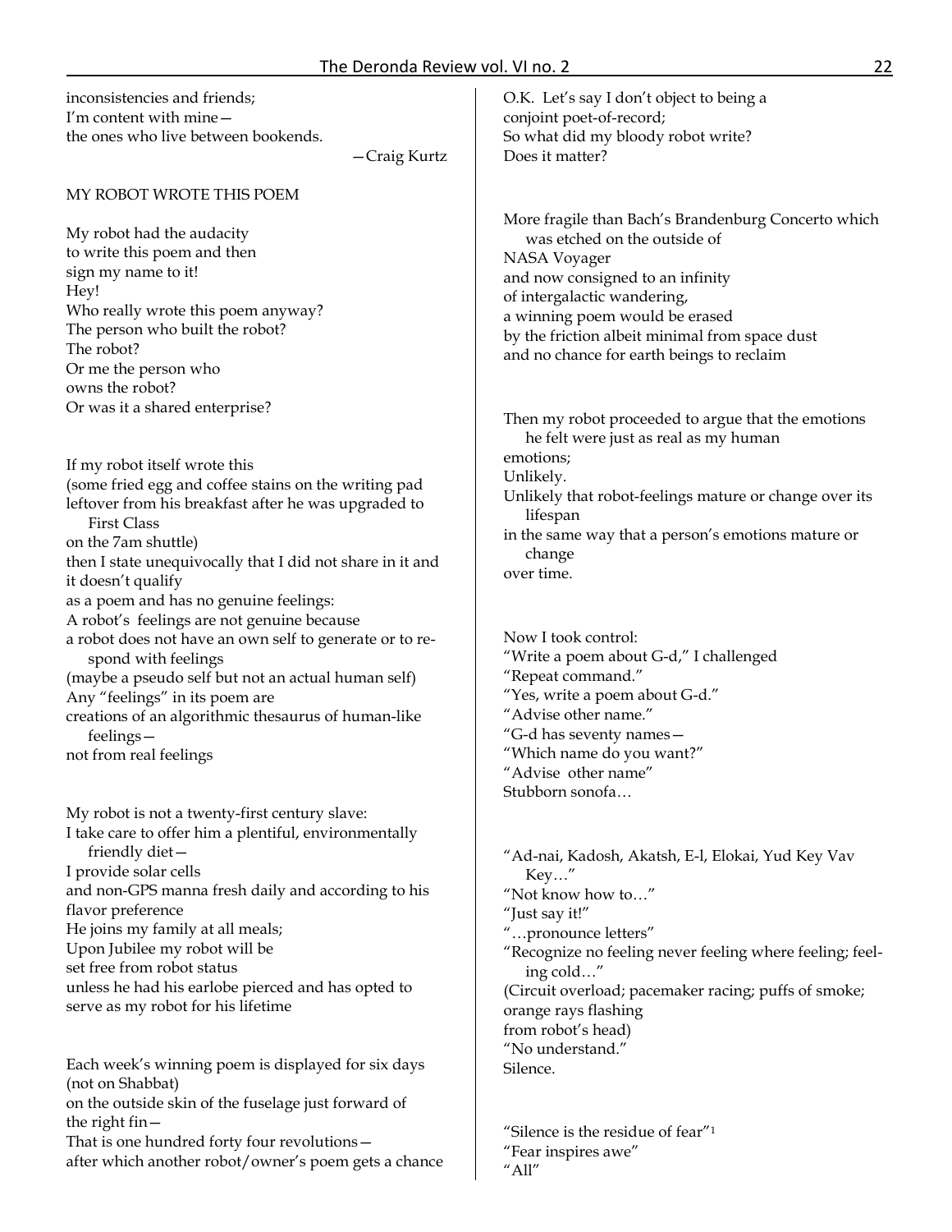inconsistencies and friends;
I'm content with mine—
the ones who live between bookends.

—Craig Kurtz

MY ROBOT WROTE THIS POEM

My robot had the audacity
to write this poem and then
sign my name to it!
Hey!
Who really wrote this poem anyway?
The person who built the robot?
The robot?
Or me the person who
owns the robot?
Or was it a shared enterprise?

If my robot itself wrote this
(some fried egg and coffee stains on the writing pad
leftover from his breakfast after he was upgraded to
First Class
on the 7am shuttle)
then I state unequivocally that I did not share in it and
it doesn't qualify
as a poem and has no genuine feelings:
A robot's feelings are not genuine because
a robot does not have an own self to generate or to re-
spond with feelings
(maybe a pseudo self but not an actual human self)
Any "feelings" in its poem are
creations of an algorithmic thesaurus of human-like
feelings—
not from real feelings

My robot is not a twenty-first century slave:
I take care to offer him a plentiful, environmentally
friendly diet—
I provide solar cells
and non-GPS manna fresh daily and according to his
flavor preference
He joins my family at all meals;
Upon Jubilee my robot will be
set free from robot status
unless he had his earlobe pierced and has opted to
serve as my robot for his lifetime

Each week's winning poem is displayed for six days
(not on Shabbat)
on the outside skin of the fuselage just forward of
the right fin—
That is one hundred forty four revolutions—
after which another robot/owner's poem gets a chance

O.K. Let's say I don't object to being a
conjoint poet-of-record;
So what did my bloody robot write?
Does it matter?

More fragile than Bach's Brandenburg Concerto which
was etched on the outside of
NASA Voyager
and now consigned to an infinity
of intergalactic wandering,
a winning poem would be erased
by the friction albeit minimal from space dust
and no chance for earth beings to reclaim

Then my robot proceeded to argue that the emotions
he felt were just as real as my human
emotions;
Unlikely.
Unlikely that robot-feelings mature or change over its
lifespan
in the same way that a person's emotions mature or
change
over time.

Now I took control:
"Write a poem about G-d," I challenged
"Repeat command."
"Yes, write a poem about G-d."
"Advise other name."
"G-d has seventy names—
"Which name do you want?"
"Advise other name"
Stubborn sonofa…

"Ad-nai, Kadosh, Akatsh, E-l, Elokai, Yud Key Vav
Key…"
"Not know how to…"
"Just say it!"
"…pronounce letters"
"Recognize no feeling never feeling where feeling; feel-
ing cold…"
(Circuit overload; pacemaker racing; puffs of smoke;
orange rays flashing
from robot's head)
"No understand."
Silence.

"Silence is the residue of fear"[1]
"Fear inspires awe"
"All"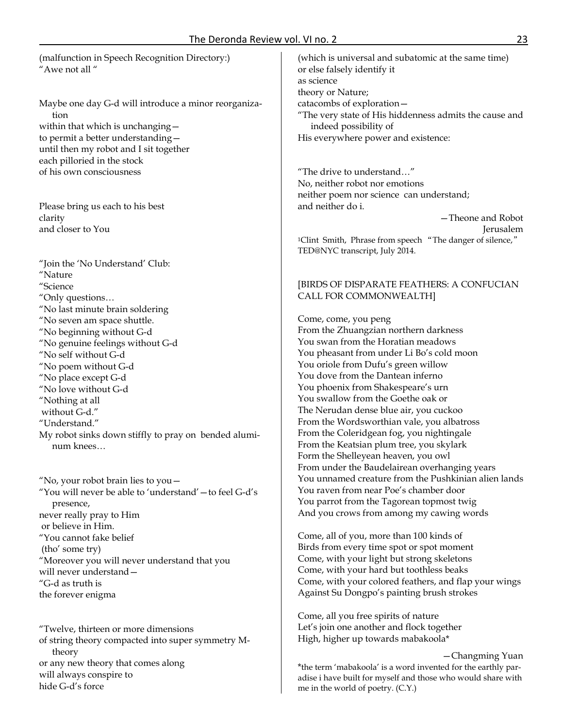(malfunction in Speech Recognition Directory:)
"Awe not all "

Maybe one day G-d will introduce a minor reorganization
within that which is unchanging—
to permit a better understanding—
until then my robot and I sit together
each pilloried in the stock
of his own consciousness

Please bring us each to his best
clarity
and closer to You

"Join the 'No Understand' Club:
"Nature
"Science
"Only questions…
"No last minute brain soldering
"No seven am space shuttle.
"No beginning without G-d
"No genuine feelings without G-d
"No self without G-d
"No poem without G-d
"No place except G-d
"No love without G-d
"Nothing at all
without G-d."
"Understand."
My robot sinks down stiffly to pray on bended aluminum knees…

"No, your robot brain lies to you—
"You will never be able to 'understand'—to feel G-d's presence,
never really pray to Him
or believe in Him.
"You cannot fake belief
(tho' some try)
"Moreover you will never understand that you
will never understand—
"G-d as truth is
the forever enigma

"Twelve, thirteen or more dimensions
of string theory compacted into super symmetry M-theory
or any new theory that comes along
will always conspire to
hide G-d's force
(which is universal and subatomic at the same time)
or else falsely identify it
as science
theory or Nature;
catacombs of exploration—
"The very state of His hiddenness admits the cause and indeed possibility of
His everywhere power and existence:

"The drive to understand…"
No, neither robot nor emotions
neither poem nor science can understand;
and neither do i.

—Theone and Robot
Jerusalem

[1]Clint Smith, Phrase from speech "The danger of silence," TED@NYC transcript, July 2014.

## [BIRDS OF DISPARATE FEATHERS: A CONFUCIAN CALL FOR COMMONWEALTH]

Come, come, you peng
From the Zhuangzian northern darkness
You swan from the Horatian meadows
You pheasant from under Li Bo's cold moon
You oriole from Dufu's green willow
You dove from the Dantean inferno
You phoenix from Shakespeare's urn
You swallow from the Goethe oak or
The Nerudan dense blue air, you cuckoo
From the Wordsworthian vale, you albatross
From the Coleridgean fog, you nightingale
From the Keatsian plum tree, you skylark
Form the Shelleyean heaven, you owl
From under the Baudelairean overhanging years
You unnamed creature from the Pushkinian alien lands
You raven from near Poe's chamber door
You parrot from the Tagorean topmost twig
And you crows from among my cawing words

Come, all of you, more than 100 kinds of
Birds from every time spot or spot moment
Come, with your light but strong skeletons
Come, with your hard but toothless beaks
Come, with your colored feathers, and flap your wings
Against Su Dongpo's painting brush strokes

Come, all you free spirits of nature
Let's join one another and flock together
High, higher up towards mabakoola*

—Changming Yuan

*the term 'mabakoola' is a word invented for the earthly paradise i have built for myself and those who would share with me in the world of poetry. (C.Y.)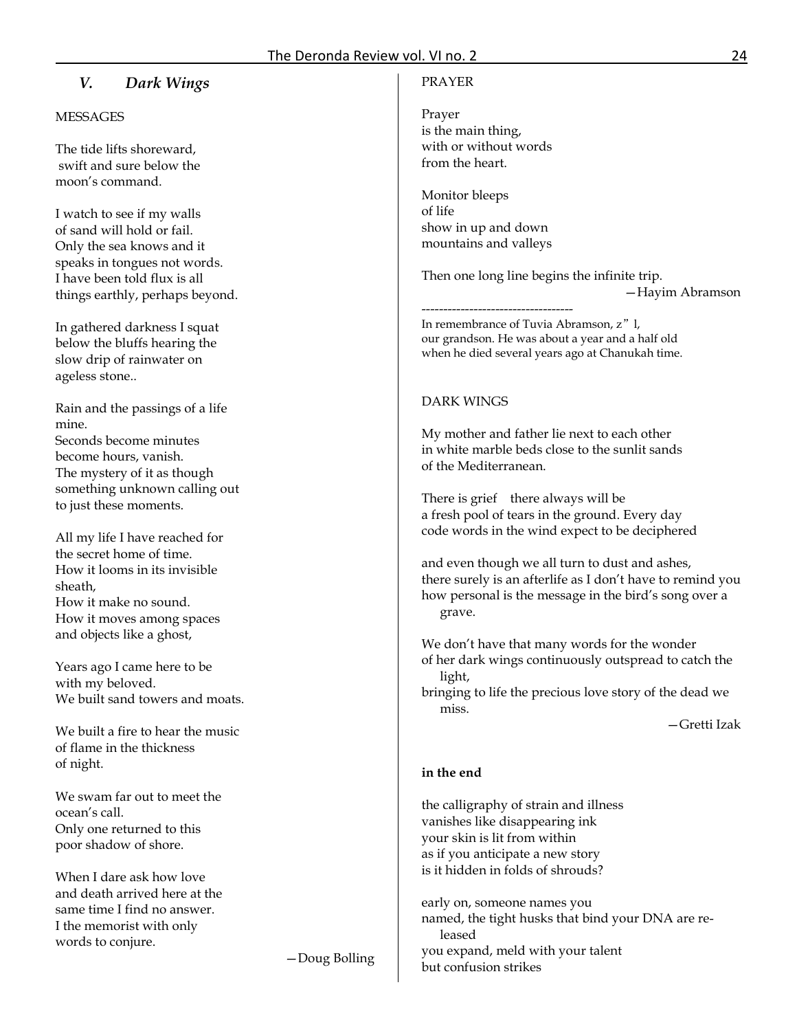## *V. Dark Wings*

MESSAGES

The tide lifts shoreward,
swift and sure below the
moon's command.

I watch to see if my walls
of sand will hold or fail.
Only the sea knows and it
speaks in tongues not words.
I have been told flux is all
things earthly, perhaps beyond.

In gathered darkness I squat
below the bluffs hearing the
slow drip of rainwater on
ageless stone..

Rain and the passings of a life
mine.
Seconds become minutes
become hours, vanish.
The mystery of it as though
something unknown calling out
to just these moments.

All my life I have reached for
the secret home of time.
How it looms in its invisible
sheath,
How it make no sound.
How it moves among spaces
and objects like a ghost,

Years ago I came here to be
with my beloved.
We built sand towers and moats.

We built a fire to hear the music
of flame in the thickness
of night.

We swam far out to meet the
ocean's call.
Only one returned to this
poor shadow of shore.

When I dare ask how love
and death arrived here at the
same time I find no answer.
I the memorist with only
words to conjure.

—Doug Bolling

PRAYER

Prayer
is the main thing,
with or without words
from the heart.

Monitor bleeps
of life
show in up and down
mountains and valleys

Then one long line begins the infinite trip.

—Hayim Abramson

-----------------------------------

In remembrance of Tuvia Abramson, z"l,
our grandson. He was about a year and a half old
when he died several years ago at Chanukah time.

DARK WINGS

My mother and father lie next to each other
in white marble beds close to the sunlit sands
of the Mediterranean.

There is grief there always will be
a fresh pool of tears in the ground. Every day
code words in the wind expect to be deciphered

and even though we all turn to dust and ashes,
there surely is an afterlife as I don't have to remind you
how personal is the message in the bird's song over a grave.

We don't have that many words for the wonder
of her dark wings continuously outspread to catch the light,
bringing to life the precious love story of the dead we miss.

—Gretti Izak

**in the end**

the calligraphy of strain and illness
vanishes like disappearing ink
your skin is lit from within
as if you anticipate a new story
is it hidden in folds of shrouds?

early on, someone names you
named, the tight husks that bind your DNA are re-leased
you expand, meld with your talent
but confusion strikes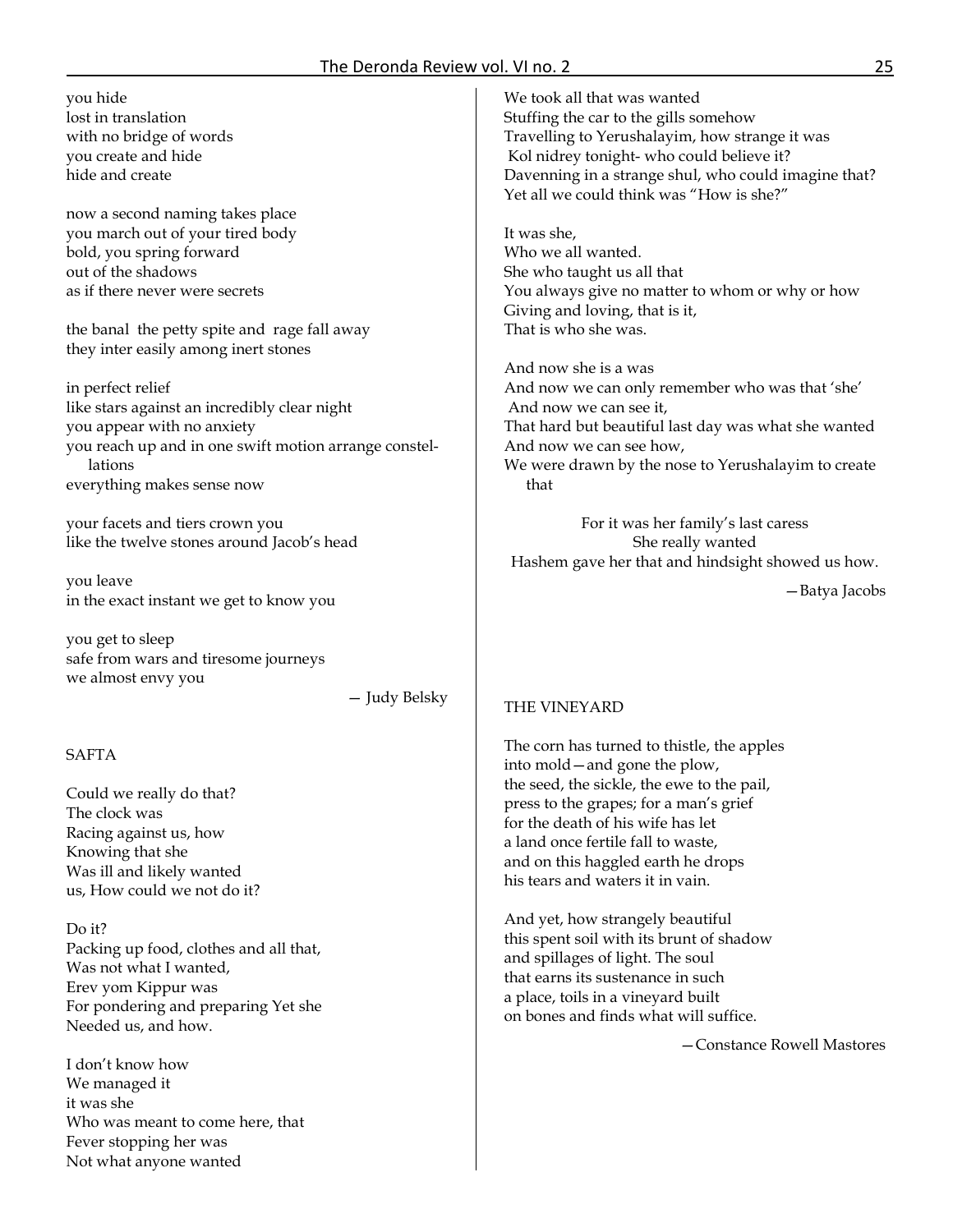you hide
lost in translation
with no bridge of words
you create and hide
hide and create

now a second naming takes place
you march out of your tired body
bold, you spring forward
out of the shadows
as if there never were secrets

the banal the petty spite and rage fall away
they inter easily among inert stones

in perfect relief
like stars against an incredibly clear night
you appear with no anxiety
you reach up and in one swift motion arrange constellations
everything makes sense now

your facets and tiers crown you
like the twelve stones around Jacob's head

you leave
in the exact instant we get to know you

you get to sleep
safe from wars and tiresome journeys
we almost envy you

— Judy Belsky

## SAFTA

Could we really do that?
The clock was
Racing against us, how
Knowing that she
Was ill and likely wanted
us, How could we not do it?

Do it?
Packing up food, clothes and all that,
Was not what I wanted,
Erev yom Kippur was
For pondering and preparing Yet she
Needed us, and how.

I don't know how
We managed it
it was she
Who was meant to come here, that
Fever stopping her was
Not what anyone wanted

We took all that was wanted
Stuffing the car to the gills somehow
Travelling to Yerushalayim, how strange it was
Kol nidrey tonight- who could believe it?
Davenning in a strange shul, who could imagine that?
Yet all we could think was "How is she?"

It was she,
Who we all wanted.
She who taught us all that
You always give no matter to whom or why or how
Giving and loving, that is it,
That is who she was.

And now she is a was
And now we can only remember who was that 'she'
And now we can see it,
That hard but beautiful last day was what she wanted
And now we can see how,
We were drawn by the nose to Yerushalayim to create that

For it was her family's last caress
She really wanted
Hashem gave her that and hindsight showed us how.

—Batya Jacobs

## THE VINEYARD

The corn has turned to thistle, the apples
into mold—and gone the plow,
the seed, the sickle, the ewe to the pail,
press to the grapes; for a man's grief
for the death of his wife has let
a land once fertile fall to waste,
and on this haggled earth he drops
his tears and waters it in vain.

And yet, how strangely beautiful
this spent soil with its brunt of shadow
and spillages of light. The soul
that earns its sustenance in such
a place, toils in a vineyard built
on bones and finds what will suffice.

—Constance Rowell Mastores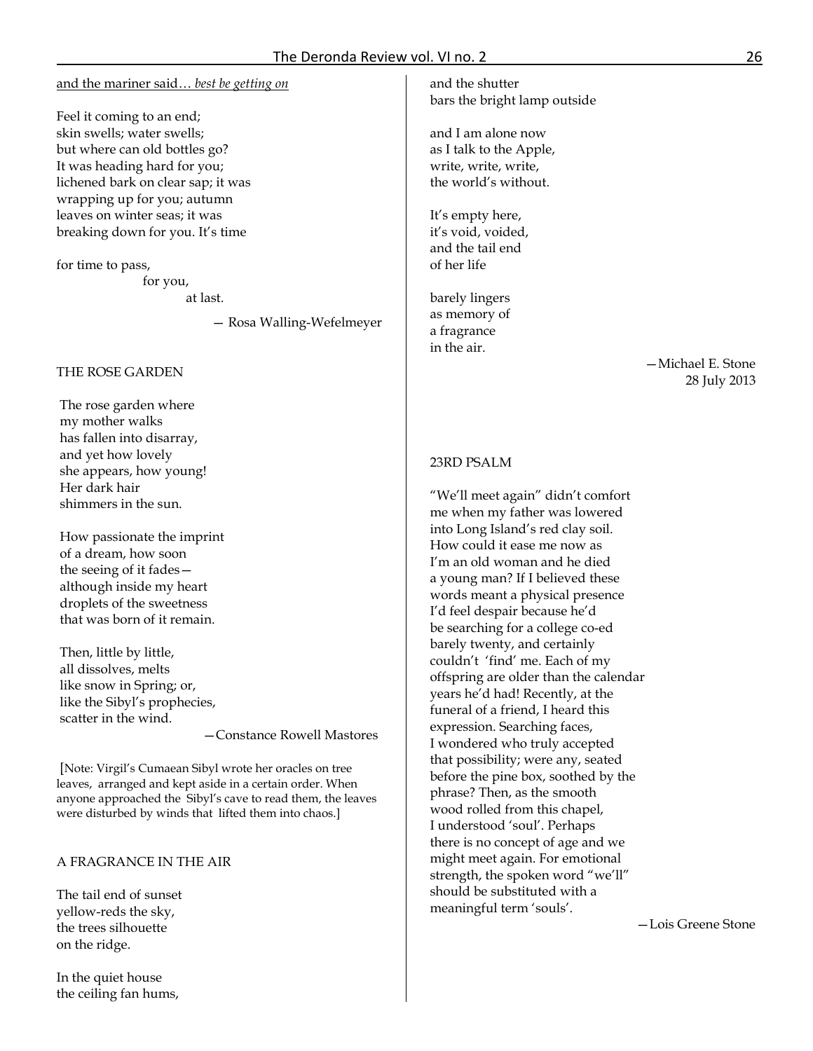and the mariner said… *best be getting on*

Feel it coming to an end;
skin swells; water swells;
but where can old bottles go?
It was heading hard for you;
lichened bark on clear sap; it was
wrapping up for you; autumn
leaves on winter seas; it was
breaking down for you. It's time

for time to pass,
for you,
at last.

— Rosa Walling-Wefelmeyer

THE ROSE GARDEN

The rose garden where
my mother walks
has fallen into disarray,
and yet how lovely
she appears, how young!
Her dark hair
shimmers in the sun.

How passionate the imprint
of a dream, how soon
the seeing of it fades—
although inside my heart
droplets of the sweetness
that was born of it remain.

Then, little by little,
all dissolves, melts
like snow in Spring; or,
like the Sibyl's prophecies,
scatter in the wind.

—Constance Rowell Mastores

[Note: Virgil's Cumaean Sibyl wrote her oracles on tree leaves, arranged and kept aside in a certain order. When anyone approached the Sibyl's cave to read them, the leaves were disturbed by winds that lifted them into chaos.]

A FRAGRANCE IN THE AIR

The tail end of sunset
yellow-reds the sky,
the trees silhouette
on the ridge.

In the quiet house
the ceiling fan hums,
and the shutter
bars the bright lamp outside

and I am alone now
as I talk to the Apple,
write, write, write,
the world's without.

It's empty here,
it's void, voided,
and the tail end
of her life

barely lingers
as memory of
a fragrance
in the air.

—Michael E. Stone
28 July 2013

23RD PSALM

"We'll meet again" didn't comfort
me when my father was lowered
into Long Island's red clay soil.
How could it ease me now as
I'm an old woman and he died
a young man? If I believed these
words meant a physical presence
I'd feel despair because he'd
be searching for a college co-ed
barely twenty, and certainly
couldn't 'find' me. Each of my
offspring are older than the calendar
years he'd had! Recently, at the
funeral of a friend, I heard this
expression. Searching faces,
I wondered who truly accepted
that possibility; were any, seated
before the pine box, soothed by the
phrase? Then, as the smooth
wood rolled from this chapel,
I understood 'soul'. Perhaps
there is no concept of age and we
might meet again. For emotional
strength, the spoken word "we'll"
should be substituted with a
meaningful term 'souls'.

—Lois Greene Stone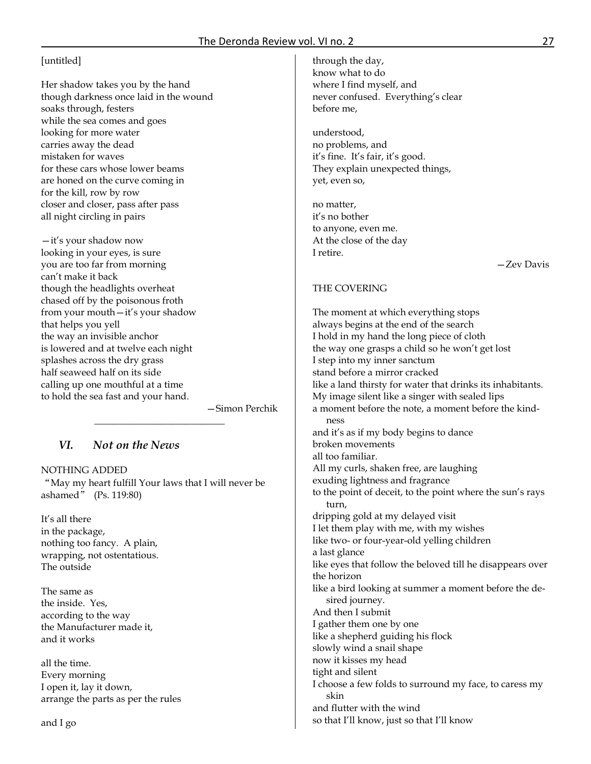[untitled]

Her shadow takes you by the hand
though darkness once laid in the wound
soaks through, festers
while the sea comes and goes
looking for more water
carries away the dead
mistaken for waves
for these cars whose lower beams
are honed on the curve coming in
for the kill, row by row
closer and closer, pass after pass
all night circling in pairs

—it's your shadow now
looking in your eyes, is sure
you are too far from morning
can't make it back
though the headlights overheat
chased off by the poisonous froth
from your mouth—it's your shadow
that helps you yell
the way an invisible anchor
is lowered and at twelve each night
splashes across the dry grass
half seaweed half on its side
calling up one mouthful at a time
to hold the sea fast and your hand.

—Simon Perchik

---

## *VI. Not on the News*

NOTHING ADDED
"May my heart fulfill Your laws that I will never be ashamed" (Ps. 119:80)

It's all there
in the package,
nothing too fancy. A plain,
wrapping, not ostentatious.
The outside

The same as
the inside. Yes,
according to the way
the Manufacturer made it,
and it works

all the time.
Every morning
I open it, lay it down,
arrange the parts as per the rules

and I go

through the day,
know what to do
where I find myself, and
never confused. Everything's clear
before me,

understood,
no problems, and
it's fine. It's fair, it's good.
They explain unexpected things,
yet, even so,

no matter,
it's no bother
to anyone, even me.
At the close of the day
I retire.

—Zev Davis

THE COVERING

The moment at which everything stops
always begins at the end of the search
I hold in my hand the long piece of cloth
the way one grasps a child so he won't get lost
I step into my inner sanctum
stand before a mirror cracked
like a land thirsty for water that drinks its inhabitants.
My image silent like a singer with sealed lips
a moment before the note, a moment before the kindness
and it's as if my body begins to dance
broken movements
all too familiar.
All my curls, shaken free, are laughing
exuding lightness and fragrance
to the point of deceit, to the point where the sun's rays turn,
dripping gold at my delayed visit
I let them play with me, with my wishes
like two- or four-year-old yelling children
a last glance
like eyes that follow the beloved till he disappears over the horizon
like a bird looking at summer a moment before the desired journey.
And then I submit
I gather them one by one
like a shepherd guiding his flock
slowly wind a snail shape
now it kisses my head
tight and silent
I choose a few folds to surround my face, to caress my skin
and flutter with the wind
so that I'll know, just so that I'll know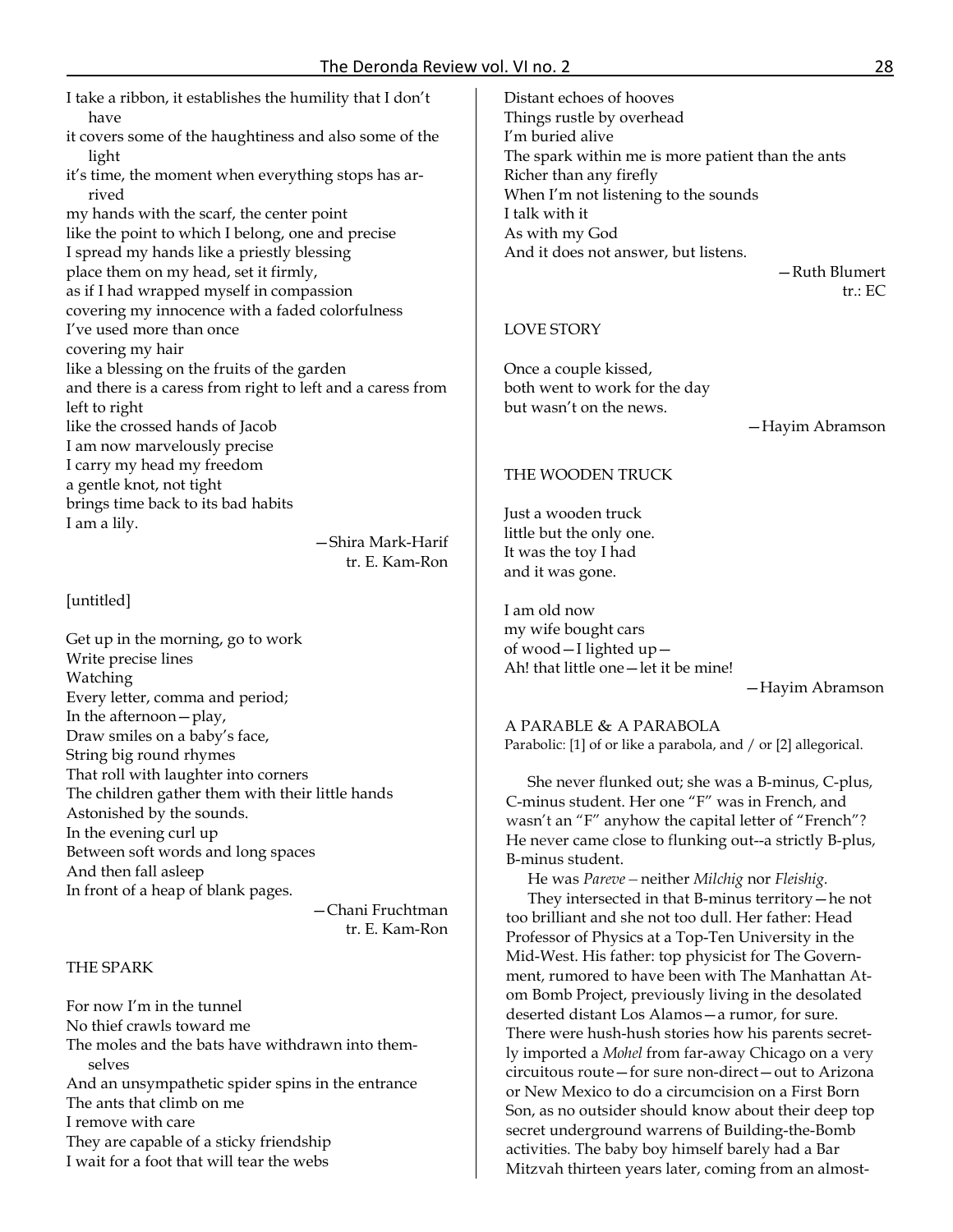I take a ribbon, it establishes the humility that I don't have
it covers some of the haughtiness and also some of the light
it's time, the moment when everything stops has arrived
my hands with the scarf, the center point
like the point to which I belong, one and precise
I spread my hands like a priestly blessing
place them on my head, set it firmly,
as if I had wrapped myself in compassion
covering my innocence with a faded colorfulness
I've used more than once
covering my hair
like a blessing on the fruits of the garden
and there is a caress from right to left and a caress from left to right
like the crossed hands of Jacob
I am now marvelously precise
I carry my head my freedom
a gentle knot, not tight
brings time back to its bad habits
I am a lily.

—Shira Mark-Harif
tr. E. Kam-Ron

[untitled]

Get up in the morning, go to work
Write precise lines
Watching
Every letter, comma and period;
In the afternoon—play,
Draw smiles on a baby's face,
String big round rhymes
That roll with laughter into corners
The children gather them with their little hands
Astonished by the sounds.
In the evening curl up
Between soft words and long spaces
And then fall asleep
In front of a heap of blank pages.

—Chani Fruchtman
tr. E. Kam-Ron

THE SPARK

For now I'm in the tunnel
No thief crawls toward me
The moles and the bats have withdrawn into themselves
And an unsympathetic spider spins in the entrance
The ants that climb on me
I remove with care
They are capable of a sticky friendship
I wait for a foot that will tear the webs
Distant echoes of hooves
Things rustle by overhead
I'm buried alive
The spark within me is more patient than the ants
Richer than any firefly
When I'm not listening to the sounds
I talk with it
As with my God
And it does not answer, but listens.

—Ruth Blumert
tr.: EC

LOVE STORY

Once a couple kissed,
both went to work for the day
but wasn't on the news.

—Hayim Abramson

THE WOODEN TRUCK

Just a wooden truck
little but the only one.
It was the toy I had
and it was gone.

I am old now
my wife bought cars
of wood—I lighted up—
Ah! that little one—let it be mine!

—Hayim Abramson

A PARABLE & A PARABOLA

Parabolic: [1] of or like a parabola, and / or [2] allegorical.

She never flunked out; she was a B-minus, C-plus, C-minus student. Her one "F" was in French, and wasn't an "F" anyhow the capital letter of "French"? He never came close to flunking out--a strictly B-plus, B-minus student.

He was *Pareve* – neither *Milchig* nor *Fleishig*.

They intersected in that B-minus territory—he not too brilliant and she not too dull. Her father: Head Professor of Physics at a Top-Ten University in the Mid-West. His father: top physicist for The Government, rumored to have been with The Manhattan Atom Bomb Project, previously living in the desolated deserted distant Los Alamos—a rumor, for sure. There were hush-hush stories how his parents secretly imported a *Mohel* from far-away Chicago on a very circuitous route—for sure non-direct—out to Arizona or New Mexico to do a circumcision on a First Born Son, as no outsider should know about their deep top secret underground warrens of Building-the-Bomb activities. The baby boy himself barely had a Bar Mitzvah thirteen years later, coming from an almost-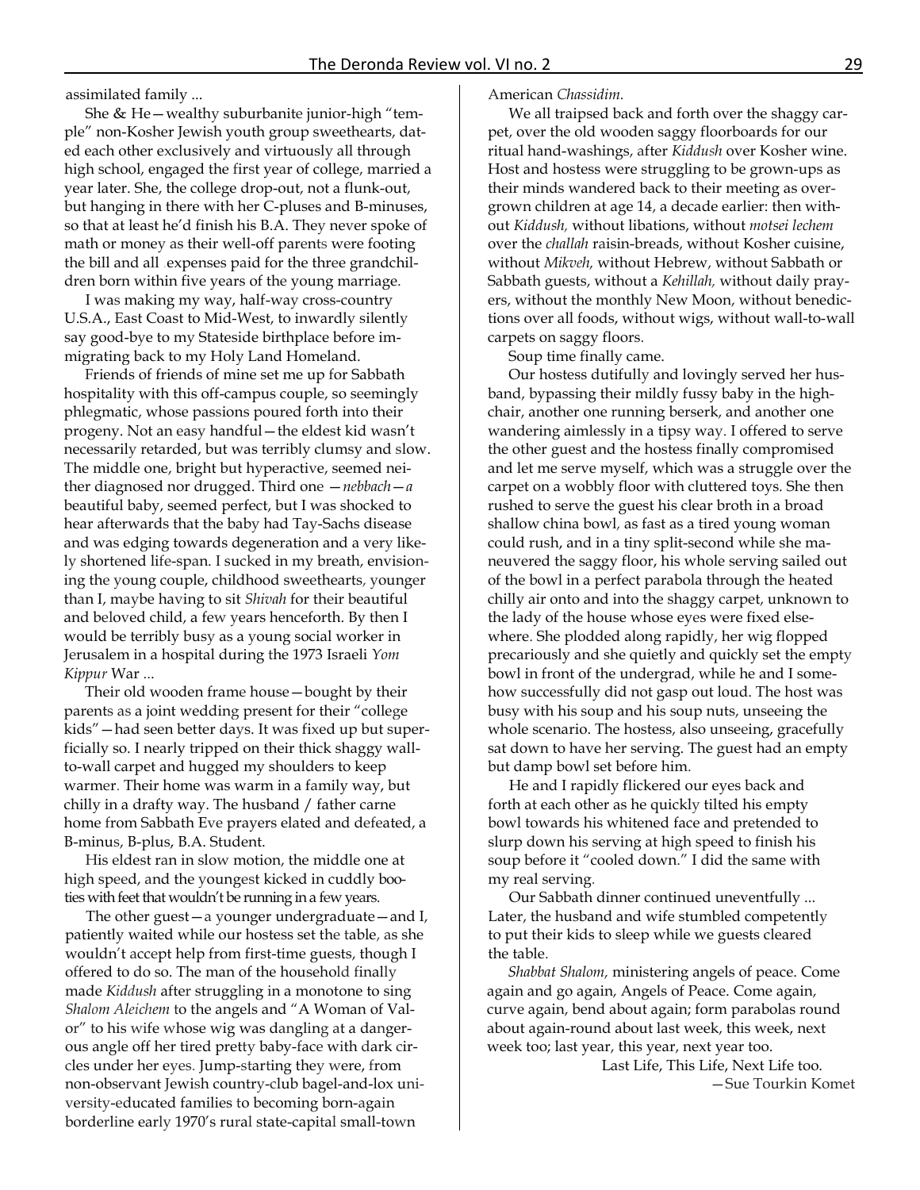assimilated family ...

She & He—wealthy suburbanite junior-high "temple" non-Kosher Jewish youth group sweethearts, dated each other exclusively and virtuously all through high school, engaged the first year of college, married a year later. She, the college drop-out, not a flunk-out, but hanging in there with her C-pluses and B-minuses, so that at least he'd finish his B.A. They never spoke of math or money as their well-off parents were footing the bill and all expenses paid for the three grandchildren born within five years of the young marriage.

I was making my way, half-way cross-country U.S.A., East Coast to Mid-West, to inwardly silently say good-bye to my Stateside birthplace before immigrating back to my Holy Land Homeland.

Friends of friends of mine set me up for Sabbath hospitality with this off-campus couple, so seemingly phlegmatic, whose passions poured forth into their progeny. Not an easy handful—the eldest kid wasn't necessarily retarded, but was terribly clumsy and slow. The middle one, bright but hyperactive, seemed neither diagnosed nor drugged. Third one —*nebbach*—a beautiful baby, seemed perfect, but I was shocked to hear afterwards that the baby had Tay-Sachs disease and was edging towards degeneration and a very likely shortened life-span. I sucked in my breath, envisioning the young couple, childhood sweethearts, younger than I, maybe having to sit *Shivah* for their beautiful and beloved child, a few years henceforth. By then I would be terribly busy as a young social worker in Jerusalem in a hospital during the 1973 Israeli *Yom Kippur* War ...

Their old wooden frame house—bought by their parents as a joint wedding present for their "college kids"—had seen better days. It was fixed up but superficially so. I nearly tripped on their thick shaggy wall-to-wall carpet and hugged my shoulders to keep warmer. Their home was warm in a family way, but chilly in a drafty way. The husband / father carne home from Sabbath Eve prayers elated and defeated, a B-minus, B-plus, B.A. Student.

His eldest ran in slow motion, the middle one at high speed, and the youngest kicked in cuddly booties with feet that wouldn't be running in a few years.

The other guest—a younger undergraduate—and I, patiently waited while our hostess set the table, as she wouldn't accept help from first-time guests, though I offered to do so. The man of the household finally made *Kiddush* after struggling in a monotone to sing *Shalom Aleichem* to the angels and "A Woman of Valor" to his wife whose wig was dangling at a dangerous angle off her tired pretty baby-face with dark circles under her eyes. Jump-starting they were, from non-observant Jewish country-club bagel-and-lox university-educated families to becoming born-again borderline early 1970's rural state-capital small-town American *Chassidim*.

We all traipsed back and forth over the shaggy carpet, over the old wooden saggy floorboards for our ritual hand-washings, after *Kiddush* over Kosher wine. Host and hostess were struggling to be grown-ups as their minds wandered back to their meeting as overgrown children at age 14, a decade earlier: then without *Kiddush,* without libations, without *motsei lechem* over the *challah* raisin-breads, without Kosher cuisine, without *Mikveh,* without Hebrew, without Sabbath or Sabbath guests, without a *Kehillah,* without daily prayers, without the monthly New Moon, without benedictions over all foods, without wigs, without wall-to-wall carpets on saggy floors.

Soup time finally came.

Our hostess dutifully and lovingly served her husband, bypassing their mildly fussy baby in the highchair, another one running berserk, and another one wandering aimlessly in a tipsy way. I offered to serve the other guest and the hostess finally compromised and let me serve myself, which was a struggle over the carpet on a wobbly floor with cluttered toys. She then rushed to serve the guest his clear broth in a broad shallow china bowl, as fast as a tired young woman could rush, and in a tiny split-second while she maneuvered the saggy floor, his whole serving sailed out of the bowl in a perfect parabola through the heated chilly air onto and into the shaggy carpet, unknown to the lady of the house whose eyes were fixed elsewhere. She plodded along rapidly, her wig flopped precariously and she quietly and quickly set the empty bowl in front of the undergrad, while he and I somehow successfully did not gasp out loud. The host was busy with his soup and his soup nuts, unseeing the whole scenario. The hostess, also unseeing, gracefully sat down to have her serving. The guest had an empty but damp bowl set before him.

He and I rapidly flickered our eyes back and forth at each other as he quickly tilted his empty bowl towards his whitened face and pretended to slurp down his serving at high speed to finish his soup before it "cooled down." I did the same with my real serving.

Our Sabbath dinner continued uneventfully ... Later, the husband and wife stumbled competently to put their kids to sleep while we guests cleared the table.

*Shabbat Shalom,* ministering angels of peace. Come again and go again, Angels of Peace. Come again, curve again, bend about again; form parabolas round about again-round about last week, this week, next week too; last year, this year, next year too.

Last Life, This Life, Next Life too.

—Sue Tourkin Komet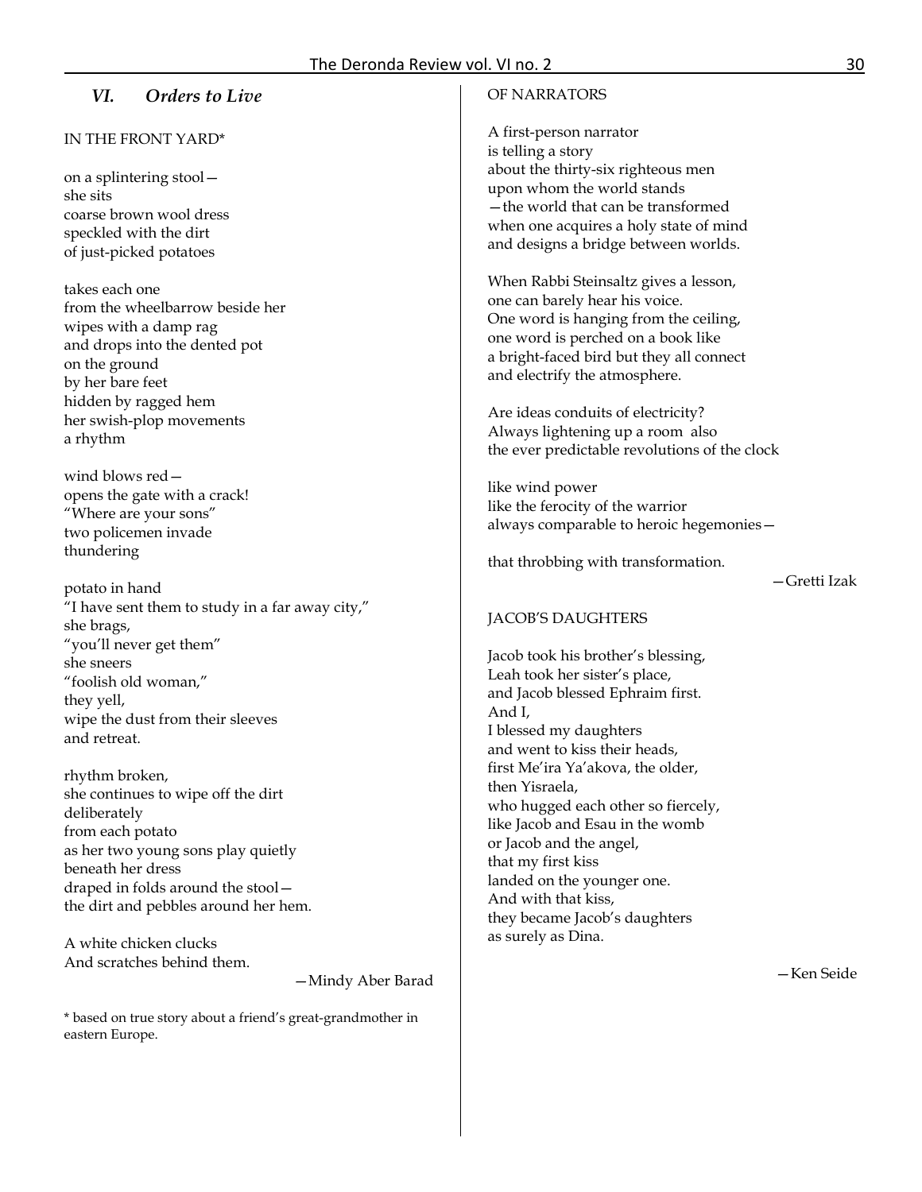## *VI. Orders to Live*

IN THE FRONT YARD*

on a splintering stool—  
she sits  
coarse brown wool dress  
speckled with the dirt  
of just-picked potatoes

takes each one  
from the wheelbarrow beside her  
wipes with a damp rag  
and drops into the dented pot  
on the ground  
by her bare feet  
hidden by ragged hem  
her swish-plop movements  
a rhythm

wind blows red—  
opens the gate with a crack!  
"Where are your sons"  
two policemen invade  
thundering

potato in hand  
"I have sent them to study in a far away city,"  
she brags,  
"you'll never get them"  
she sneers  
"foolish old woman,"  
they yell,  
wipe the dust from their sleeves  
and retreat.

rhythm broken,  
she continues to wipe off the dirt  
deliberately  
from each potato  
as her two young sons play quietly  
beneath her dress  
draped in folds around the stool—  
the dirt and pebbles around her hem.

A white chicken clucks  
And scratches behind them.

—Mindy Aber Barad

* based on true story about a friend's great-grandmother in eastern Europe.

OF NARRATORS

A first-person narrator  
is telling a story  
about the thirty-six righteous men  
upon whom the world stands  
—the world that can be transformed  
when one acquires a holy state of mind  
and designs a bridge between worlds.

When Rabbi Steinsaltz gives a lesson,  
one can barely hear his voice.  
One word is hanging from the ceiling,  
one word is perched on a book like  
a bright-faced bird but they all connect  
and electrify the atmosphere.

Are ideas conduits of electricity?  
Always lightening up a room also  
the ever predictable revolutions of the clock

like wind power  
like the ferocity of the warrior  
always comparable to heroic hegemonies—

that throbbing with transformation.

—Gretti Izak

JACOB'S DAUGHTERS

Jacob took his brother's blessing,  
Leah took her sister's place,  
and Jacob blessed Ephraim first.  
And I,  
I blessed my daughters  
and went to kiss their heads,  
first Me'ira Ya'akova, the older,  
then Yisraela,  
who hugged each other so fiercely,  
like Jacob and Esau in the womb  
or Jacob and the angel,  
that my first kiss  
landed on the younger one.  
And with that kiss,  
they became Jacob's daughters  
as surely as Dina.

—Ken Seide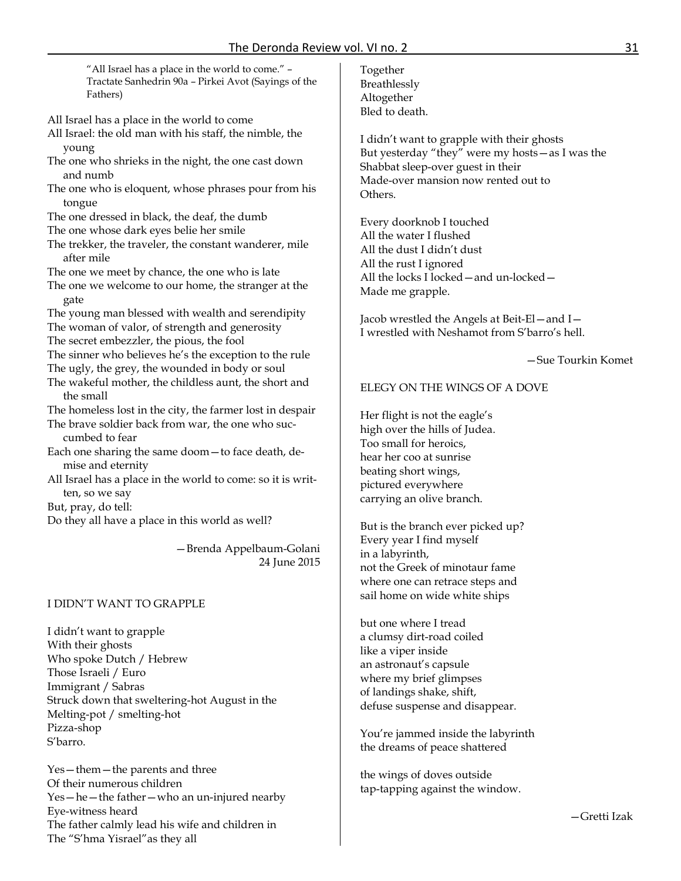> "All Israel has a place in the world to come." – Tractate Sanhedrin 90a – Pirkei Avot (Sayings of the Fathers)

All Israel has a place in the world to come
All Israel: the old man with his staff, the nimble, the young
The one who shrieks in the night, the one cast down and numb
The one who is eloquent, whose phrases pour from his tongue
The one dressed in black, the deaf, the dumb
The one whose dark eyes belie her smile
The trekker, the traveler, the constant wanderer, mile after mile
The one we meet by chance, the one who is late
The one we welcome to our home, the stranger at the gate
The young man blessed with wealth and serendipity
The woman of valor, of strength and generosity
The secret embezzler, the pious, the fool
The sinner who believes he's the exception to the rule
The ugly, the grey, the wounded in body or soul
The wakeful mother, the childless aunt, the short and the small
The homeless lost in the city, the farmer lost in despair
The brave soldier back from war, the one who succumbed to fear
Each one sharing the same doom—to face death, demise and eternity
All Israel has a place in the world to come: so it is written, so we say
But, pray, do tell:
Do they all have a place in this world as well?

—Brenda Appelbaum-Golani
24 June 2015

## I DIDN'T WANT TO GRAPPLE

I didn't want to grapple
With their ghosts
Who spoke Dutch / Hebrew
Those Israeli / Euro
Immigrant / Sabras
Struck down that sweltering-hot August in the
Melting-pot / smelting-hot
Pizza-shop
S'barro.

Yes—them—the parents and three
Of their numerous children
Yes—he—the father—who an un-injured nearby
Eye-witness heard
The father calmly lead his wife and children in
The "S'hma Yisrael"as they all
Together
Breathlessly
Altogether
Bled to death.

I didn't want to grapple with their ghosts
But yesterday "they" were my hosts—as I was the
Shabbat sleep-over guest in their
Made-over mansion now rented out to
Others.

Every doorknob I touched
All the water I flushed
All the dust I didn't dust
All the rust I ignored
All the locks I locked—and un-locked—
Made me grapple.

Jacob wrestled the Angels at Beit-El—and I—
I wrestled with Neshamot from S'barro's hell.

—Sue Tourkin Komet

## ELEGY ON THE WINGS OF A DOVE

Her flight is not the eagle's
high over the hills of Judea.
Too small for heroics,
hear her coo at sunrise
beating short wings,
pictured everywhere
carrying an olive branch.

But is the branch ever picked up?
Every year I find myself
in a labyrinth,
not the Greek of minotaur fame
where one can retrace steps and
sail home on wide white ships

but one where I tread
a clumsy dirt-road coiled
like a viper inside
an astronaut's capsule
where my brief glimpses
of landings shake, shift,
defuse suspense and disappear.

You're jammed inside the labyrinth
the dreams of peace shattered

the wings of doves outside
tap-tapping against the window.

—Gretti Izak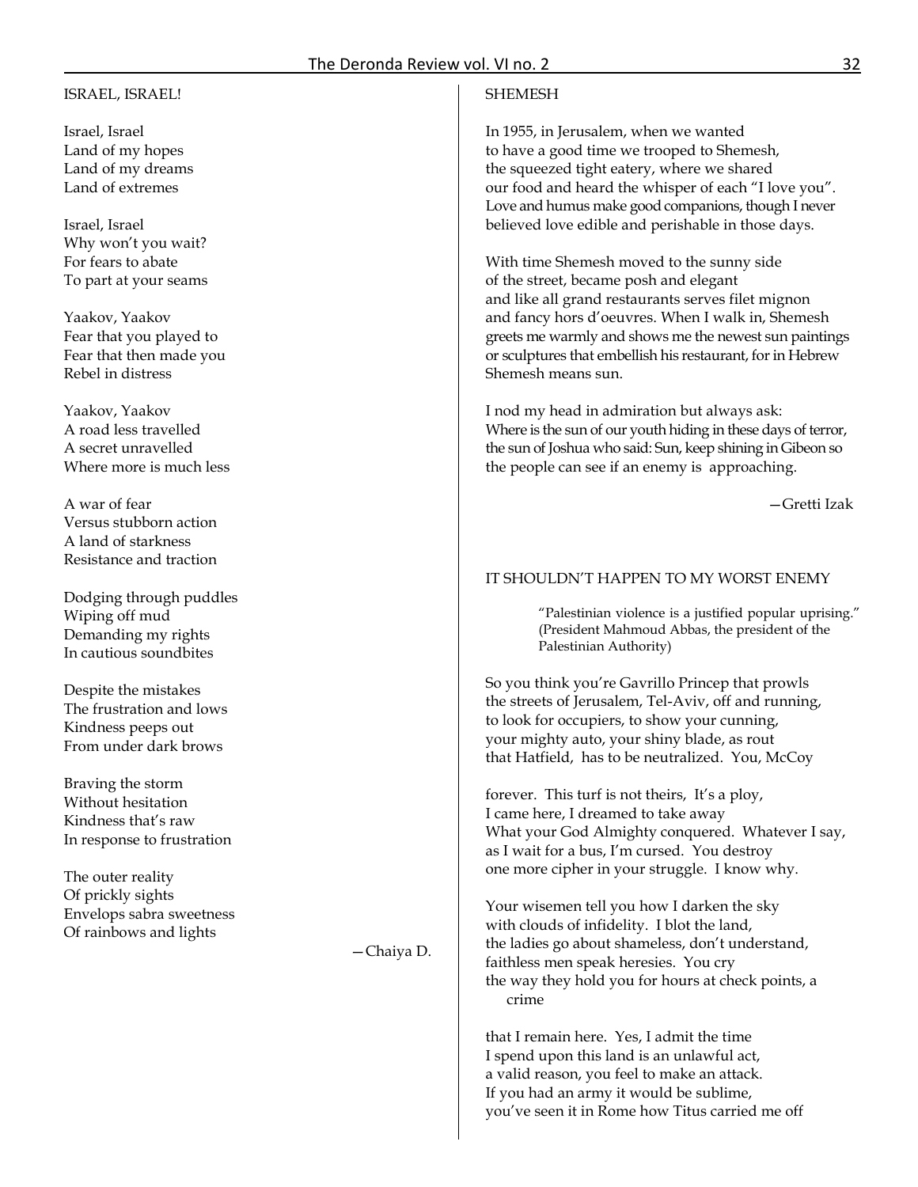## ISRAEL, ISRAEL!

Israel, Israel
Land of my hopes
Land of my dreams
Land of extremes

Israel, Israel
Why won't you wait?
For fears to abate
To part at your seams

Yaakov, Yaakov
Fear that you played to
Fear that then made you
Rebel in distress

Yaakov, Yaakov
A road less travelled
A secret unravelled
Where more is much less

A war of fear
Versus stubborn action
A land of starkness
Resistance and traction

Dodging through puddles
Wiping off mud
Demanding my rights
In cautious soundbites

Despite the mistakes
The frustration and lows
Kindness peeps out
From under dark brows

Braving the storm
Without hesitation
Kindness that's raw
In response to frustration

The outer reality
Of prickly sights
Envelops sabra sweetness
Of rainbows and lights

—Chaiya D.

## SHEMESH

In 1955, in Jerusalem, when we wanted
to have a good time we trooped to Shemesh,
the squeezed tight eatery, where we shared
our food and heard the whisper of each "I love you".
Love and humus make good companions, though I never
believed love edible and perishable in those days.

With time Shemesh moved to the sunny side
of the street, became posh and elegant
and like all grand restaurants serves filet mignon
and fancy hors d'oeuvres. When I walk in, Shemesh
greets me warmly and shows me the newest sun paintings
or sculptures that embellish his restaurant, for in Hebrew
Shemesh means sun.

I nod my head in admiration but always ask:
Where is the sun of our youth hiding in these days of terror,
the sun of Joshua who said: Sun, keep shining in Gibeon so
the people can see if an enemy is approaching.

—Gretti Izak

## IT SHOULDN'T HAPPEN TO MY WORST ENEMY

> "Palestinian violence is a justified popular uprising."
> (President Mahmoud Abbas, the president of the Palestinian Authority)

So you think you're Gavrillo Princep that prowls
the streets of Jerusalem, Tel-Aviv, off and running,
to look for occupiers, to show your cunning,
your mighty auto, your shiny blade, as rout
that Hatfield, has to be neutralized. You, McCoy

forever. This turf is not theirs, It's a ploy,
I came here, I dreamed to take away
What your God Almighty conquered. Whatever I say,
as I wait for a bus, I'm cursed. You destroy
one more cipher in your struggle. I know why.

Your wisemen tell you how I darken the sky
with clouds of infidelity. I blot the land,
the ladies go about shameless, don't understand,
faithless men speak heresies. You cry
the way they hold you for hours at check points, a
crime

that I remain here. Yes, I admit the time
I spend upon this land is an unlawful act,
a valid reason, you feel to make an attack.
If you had an army it would be sublime,
you've seen it in Rome how Titus carried me off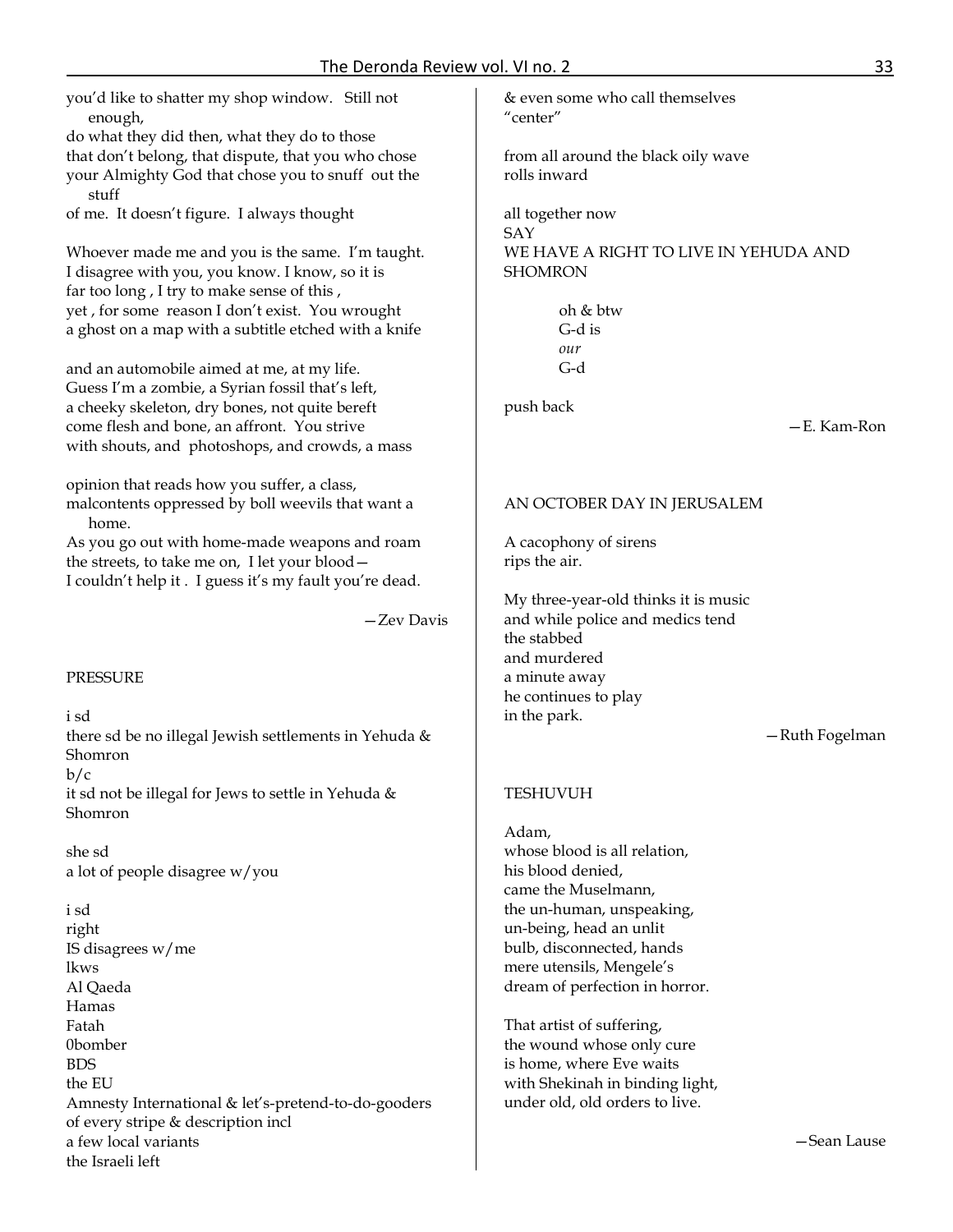you'd like to shatter my shop window. Still not enough,
do what they did then, what they do to those
that don't belong, that dispute, that you who chose
your Almighty God that chose you to snuff out the stuff
of me. It doesn't figure. I always thought

Whoever made me and you is the same. I'm taught.
I disagree with you, you know. I know, so it is
far too long , I try to make sense of this ,
yet , for some reason I don't exist. You wrought
a ghost on a map with a subtitle etched with a knife

and an automobile aimed at me, at my life.
Guess I'm a zombie, a Syrian fossil that's left,
a cheeky skeleton, dry bones, not quite bereft
come flesh and bone, an affront. You strive
with shouts, and photoshops, and crowds, a mass

opinion that reads how you suffer, a class,
malcontents oppressed by boll weevils that want a home.
As you go out with home-made weapons and roam
the streets, to take me on, I let your blood—
I couldn't help it . I guess it's my fault you're dead.

—Zev Davis

PRESSURE

i sd
there sd be no illegal Jewish settlements in Yehuda & Shomron
b/c
it sd not be illegal for Jews to settle in Yehuda & Shomron

she sd
a lot of people disagree w/you

i sd
right
IS disagrees w/me
lkws
Al Qaeda
Hamas
Fatah
0bomber
BDS
the EU
Amnesty International & let's-pretend-to-do-gooders
of every stripe & description incl
a few local variants
the Israeli left
& even some who call themselves
"center"

from all around the black oily wave
rolls inward

all together now
SAY
WE HAVE A RIGHT TO LIVE IN YEHUDA AND SHOMRON

oh & btw
G-d is
*our*
G-d

push back

—E. Kam-Ron

AN OCTOBER DAY IN JERUSALEM

A cacophony of sirens
rips the air.

My three-year-old thinks it is music
and while police and medics tend
the stabbed
and murdered
a minute away
he continues to play
in the park.

—Ruth Fogelman

TESHUVUH

Adam,
whose blood is all relation,
his blood denied,
came the Muselmann,
the un-human, unspeaking,
un-being, head an unlit
bulb, disconnected, hands
mere utensils, Mengele's
dream of perfection in horror.

That artist of suffering,
the wound whose only cure
is home, where Eve waits
with Shekinah in binding light,
under old, old orders to live.

—Sean Lause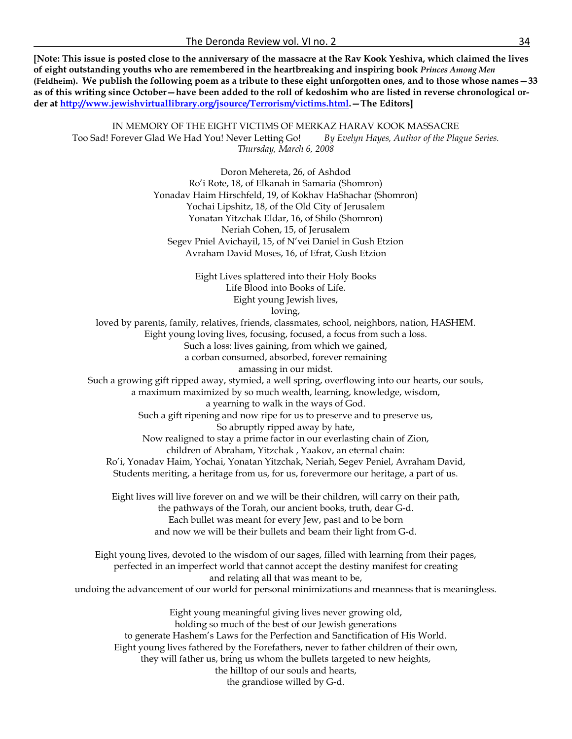**[Note: This issue is posted close to the anniversary of the massacre at the Rav Kook Yeshiva, which claimed the lives of eight outstanding youths who are remembered in the heartbreaking and inspiring book *Princes Among Men* (Feldheim). We publish the following poem as a tribute to these eight unforgotten ones, and to those whose names—33 as of this writing since October—have been added to the roll of kedoshim who are listed in reverse chronological order at http://www.jewishvirtuallibrary.org/jsource/Terrorism/victims.html.—The Editors]**

IN MEMORY OF THE EIGHT VICTIMS OF MERKAZ HARAV KOOK MASSACRE

Too Sad! Forever Glad We Had You! Never Letting Go! *By Evelyn Hayes, Author of the Plague Series.*

*Thursday, March 6, 2008*

Doron Mehereta, 26, of Ashdod
Ro'i Rote, 18, of Elkanah in Samaria (Shomron)
Yonadav Haim Hirschfeld, 19, of Kokhav HaShachar (Shomron)
Yochai Lipshitz, 18, of the Old City of Jerusalem
Yonatan Yitzchak Eldar, 16, of Shilo (Shomron)
Neriah Cohen, 15, of Jerusalem
Segev Pniel Avichayil, 15, of N'vei Daniel in Gush Etzion
Avraham David Moses, 16, of Efrat, Gush Etzion

Eight Lives splattered into their Holy Books
Life Blood into Books of Life.
Eight young Jewish lives,
loving,
loved by parents, family, relatives, friends, classmates, school, neighbors, nation, HASHEM.
Eight young loving lives, focusing, focused, a focus from such a loss.
Such a loss: lives gaining, from which we gained,
a corban consumed, absorbed, forever remaining
amassing in our midst.
Such a growing gift ripped away, stymied, a well spring, overflowing into our hearts, our souls,
a maximum maximized by so much wealth, learning, knowledge, wisdom,
a yearning to walk in the ways of God.
Such a gift ripening and now ripe for us to preserve and to preserve us,
So abruptly ripped away by hate,
Now realigned to stay a prime factor in our everlasting chain of Zion,
children of Abraham, Yitzchak , Yaakov, an eternal chain:
Ro'i, Yonadav Haim, Yochai, Yonatan Yitzchak, Neriah, Segev Peniel, Avraham David,
Students meriting, a heritage from us, for us, forevermore our heritage, a part of us.

Eight lives will live forever on and we will be their children, will carry on their path,
the pathways of the Torah, our ancient books, truth, dear G-d.
Each bullet was meant for every Jew, past and to be born
and now we will be their bullets and beam their light from G-d.

Eight young lives, devoted to the wisdom of our sages, filled with learning from their pages,
perfected in an imperfect world that cannot accept the destiny manifest for creating
and relating all that was meant to be,
undoing the advancement of our world for personal minimizations and meanness that is meaningless.

Eight young meaningful giving lives never growing old,
holding so much of the best of our Jewish generations
to generate Hashem's Laws for the Perfection and Sanctification of His World.
Eight young lives fathered by the Forefathers, never to father children of their own,
they will father us, bring us whom the bullets targeted to new heights,
the hilltop of our souls and hearts,
the grandiose willed by G-d.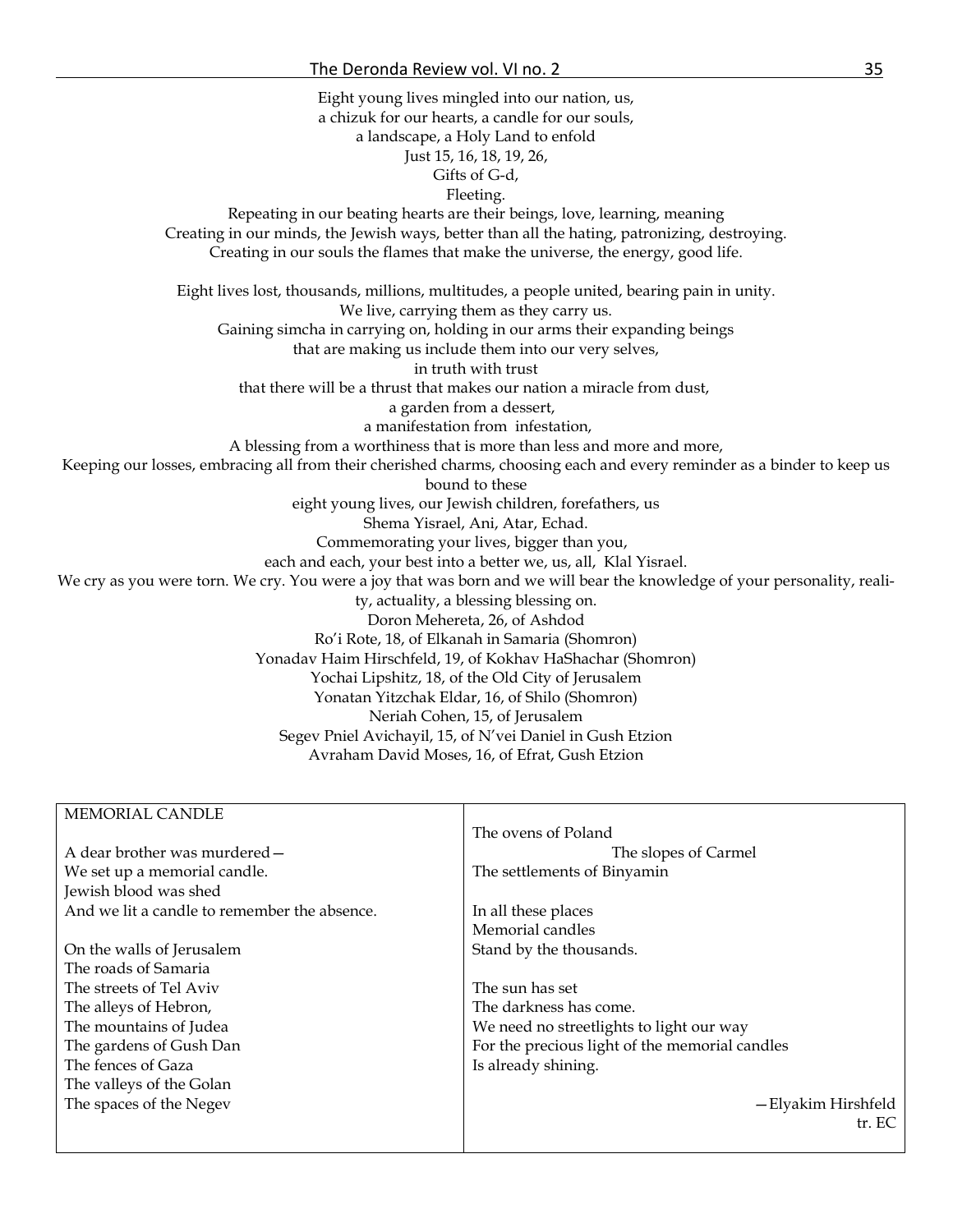Eight young lives mingled into our nation, us,  
a chizuk for our hearts, a candle for our souls,  
a landscape, a Holy Land to enfold  
Just 15, 16, 18, 19, 26,  
Gifts of G-d,  
Fleeting.  
Repeating in our beating hearts are their beings, love, learning, meaning  
Creating in our minds, the Jewish ways, better than all the hating, patronizing, destroying.  
Creating in our souls the flames that make the universe, the energy, good life.

Eight lives lost, thousands, millions, multitudes, a people united, bearing pain in unity.  
We live, carrying them as they carry us.  
Gaining simcha in carrying on, holding in our arms their expanding beings  
that are making us include them into our very selves,  
in truth with trust  
that there will be a thrust that makes our nation a miracle from dust,  
a garden from a dessert,  
a manifestation from infestation,  
A blessing from a worthiness that is more than less and more and more,  
Keeping our losses, embracing all from their cherished charms, choosing each and every reminder as a binder to keep us bound to these  
eight young lives, our Jewish children, forefathers, us  
Shema Yisrael, Ani, Atar, Echad.  
Commemorating your lives, bigger than you,  
each and each, your best into a better we, us, all, Klal Yisrael.  
We cry as you were torn. We cry. You were a joy that was born and we will bear the knowledge of your personality, reality, actuality, a blessing blessing on.  
Doron Mehereta, 26, of Ashdod  
Ro'i Rote, 18, of Elkanah in Samaria (Shomron)  
Yonadav Haim Hirschfeld, 19, of Kokhav HaShachar (Shomron)  
Yochai Lipshitz, 18, of the Old City of Jerusalem  
Yonatan Yitzchak Eldar, 16, of Shilo (Shomron)  
Neriah Cohen, 15, of Jerusalem  
Segev Pniel Avichayil, 15, of N'vei Daniel in Gush Etzion  
Avraham David Moses, 16, of Efrat, Gush Etzion

MEMORIAL CANDLE

A dear brother was murdered—  
We set up a memorial candle.  
Jewish blood was shed  
And we lit a candle to remember the absence.

On the walls of Jerusalem  
The roads of Samaria  
The streets of Tel Aviv  
The alleys of Hebron,  
The mountains of Judea  
The gardens of Gush Dan  
The fences of Gaza  
The valleys of the Golan  
The spaces of the Negev  
The ovens of Poland  
The slopes of Carmel  
The settlements of Binyamin

In all these places  
Memorial candles  
Stand by the thousands.

The sun has set  
The darkness has come.  
We need no streetlights to light our way  
For the precious light of the memorial candles  
Is already shining.

—Elyakim Hirshfeld  
tr. EC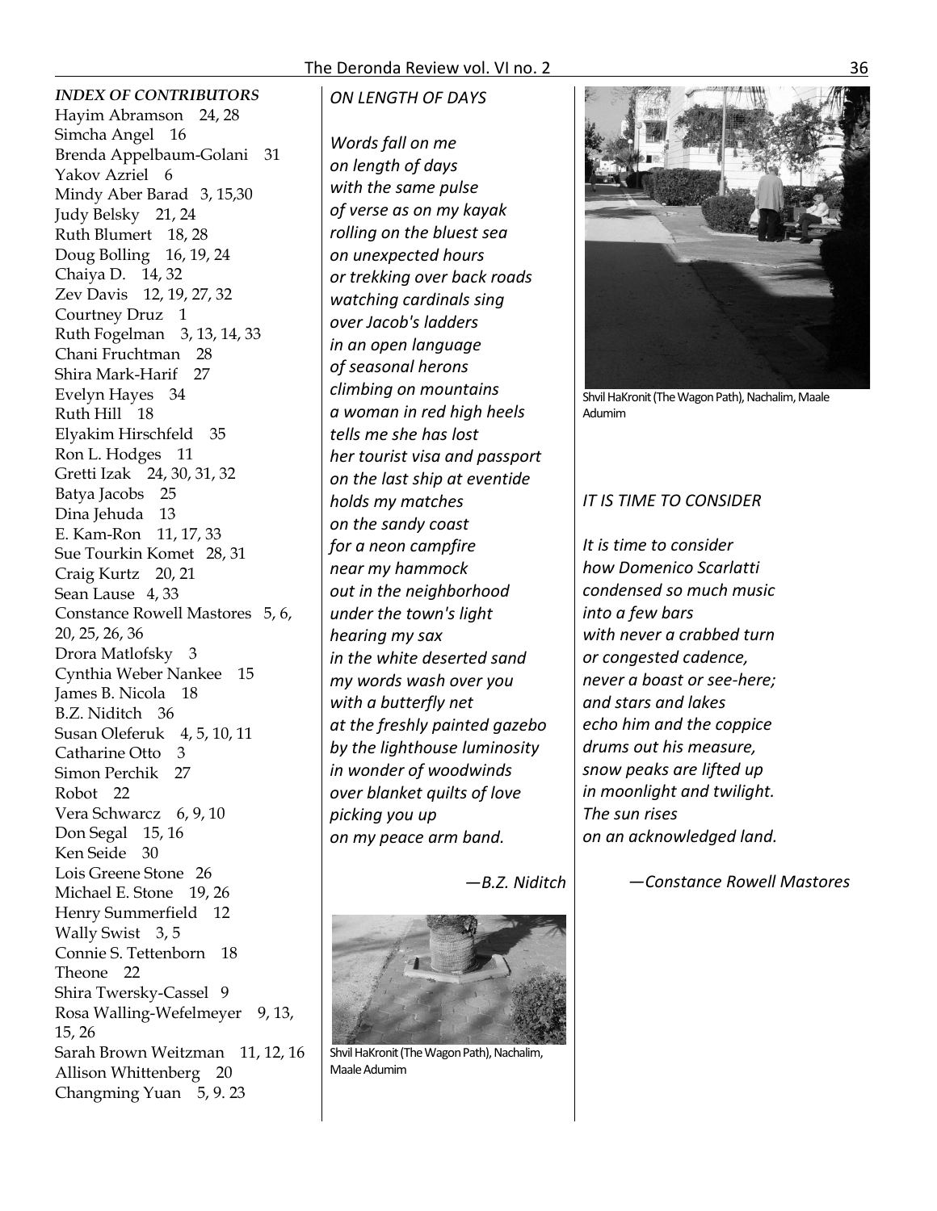***INDEX OF CONTRIBUTORS***

Hayim Abramson 24, 28
Simcha Angel 16
Brenda Appelbaum-Golani 31
Yakov Azriel 6
Mindy Aber Barad 3, 15,30
Judy Belsky 21, 24
Ruth Blumert 18, 28
Doug Bolling 16, 19, 24
Chaiya D. 14, 32
Zev Davis 12, 19, 27, 32
Courtney Druz 1
Ruth Fogelman 3, 13, 14, 33
Chani Fruchtman 28
Shira Mark-Harif 27
Evelyn Hayes 34
Ruth Hill 18
Elyakim Hirschfeld 35
Ron L. Hodges 11
Gretti Izak 24, 30, 31, 32
Batya Jacobs 25
Dina Jehuda 13
E. Kam-Ron 11, 17, 33
Sue Tourkin Komet 28, 31
Craig Kurtz 20, 21
Sean Lause 4, 33
Constance Rowell Mastores 5, 6, 20, 25, 26, 36
Drora Matlofsky 3
Cynthia Weber Nankee 15
James B. Nicola 18
B.Z. Niditch 36
Susan Oleferuk 4, 5, 10, 11
Catharine Otto 3
Simon Perchik 27
Robot 22
Vera Schwarcz 6, 9, 10
Don Segal 15, 16
Ken Seide 30
Lois Greene Stone 26
Michael E. Stone 19, 26
Henry Summerfield 12
Wally Swist 3, 5
Connie S. Tettenborn 18
Theone 22
Shira Twersky-Cassel 9
Rosa Walling-Wefelmeyer 9, 13, 15, 26
Sarah Brown Weitzman 11, 12, 16
Allison Whittenberg 20
Changming Yuan 5, 9. 23

*ON LENGTH OF DAYS*

*Words fall on me*
*on length of days*
*with the same pulse*
*of verse as on my kayak*
*rolling on the bluest sea*
*on unexpected hours*
*or trekking over back roads*
*watching cardinals sing*
*over Jacob's ladders*
*in an open language*
*of seasonal herons*
*climbing on mountains*
*a woman in red high heels*
*tells me she has lost*
*her tourist visa and passport*
*on the last ship at eventide*
*holds my matches*
*on the sandy coast*
*for a neon campfire*
*near my hammock*
*out in the neighborhood*
*under the town's light*
*hearing my sax*
*in the white deserted sand*
*my words wash over you*
*with a butterfly net*
*at the freshly painted gazebo*
*by the lighthouse luminosity*
*in wonder of woodwinds*
*over blanket quilts of love*
*picking you up*
*on my peace arm band.*

*—B.Z. Niditch*

Shvil HaKronit (The Wagon Path), Nachalim, Maale Adumim

Shvil HaKronit (The Wagon Path), Nachalim, Maale Adumim

*IT IS TIME TO CONSIDER*

*It is time to consider*
*how Domenico Scarlatti*
*condensed so much music*
*into a few bars*
*with never a crabbed turn*
*or congested cadence,*
*never a boast or see-here;*
*and stars and lakes*
*echo him and the coppice*
*drums out his measure,*
*snow peaks are lifted up*
*in moonlight and twilight.*
*The sun rises*
*on an acknowledged land.*

*—Constance Rowell Mastores*